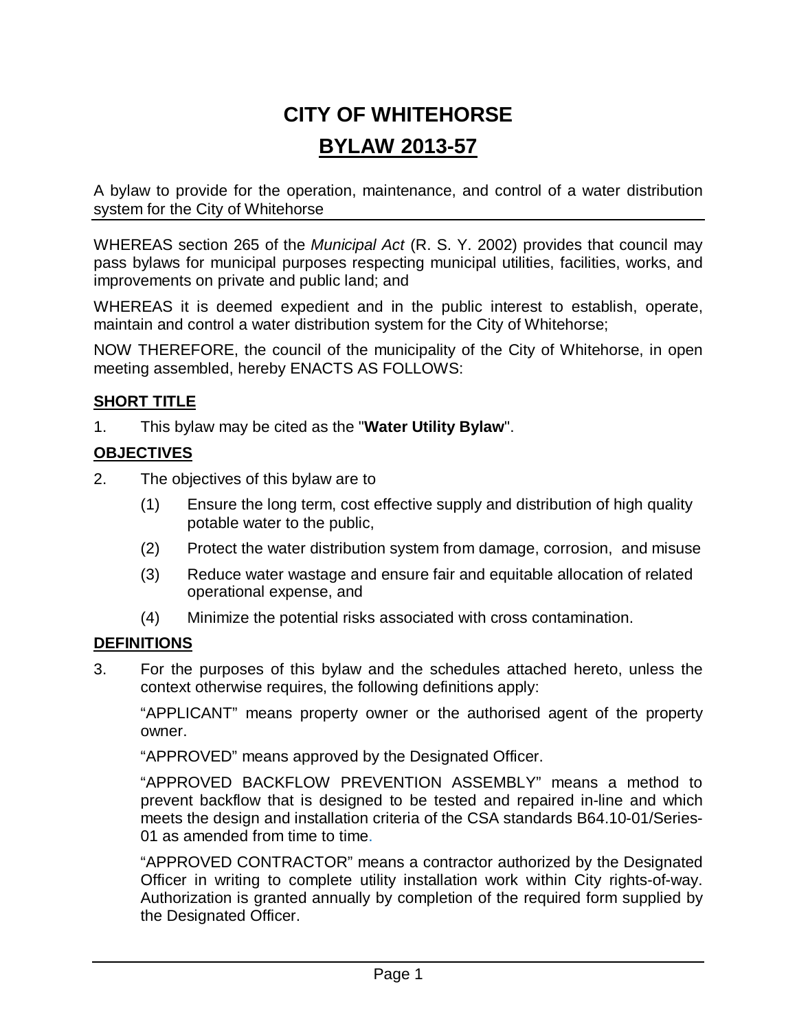# CITY OF WHITEHORSE

## BYLAW 2013-57

A bylaw to provide for the operation, maintenance, and control of a water distribution system for the City of Whitehorse

WHEREAS section 265 of the *Municipal Act* (R. S. Y. 2002) provides that council may pass bylaws for municipal purposes respecting municipal utilities, facilities, works, and improvements on private and public land; and

WHEREAS it is deemed expedient and in the public interest to establish, operate, maintain and control a water distribution system for the City of Whitehorse;

NOW THEREFORE, the council of the municipality of the City of Whitehorse, in open meeting assembled, hereby ENACTS AS FOLLOWS:

### SHORT TITLE

1. This bylaw may be cited as the "**Water Utility Bylaw**".

### OBJECTIVES

2. The objectives of this bylaw are to

    (1) Ensure the long term, cost effective supply and distribution of high quality potable water to the public,

    (2) Protect the water distribution system from damage, corrosion, and misuse

    (3) Reduce water wastage and ensure fair and equitable allocation of related operational expense, and

    (4) Minimize the potential risks associated with cross contamination.

### DEFINITIONS

3. For the purposes of this bylaw and the schedules attached hereto, unless the context otherwise requires, the following definitions apply:

    "APPLICANT" means property owner or the authorised agent of the property owner.

    "APPROVED" means approved by the Designated Officer.

    "APPROVED BACKFLOW PREVENTION ASSEMBLY" means a method to prevent backflow that is designed to be tested and repaired in-line and which meets the design and installation criteria of the CSA standards B64.10-01/Series-01 as amended from time to time.

    "APPROVED CONTRACTOR" means a contractor authorized by the Designated Officer in writing to complete utility installation work within City rights-of-way. Authorization is granted annually by completion of the required form supplied by the Designated Officer.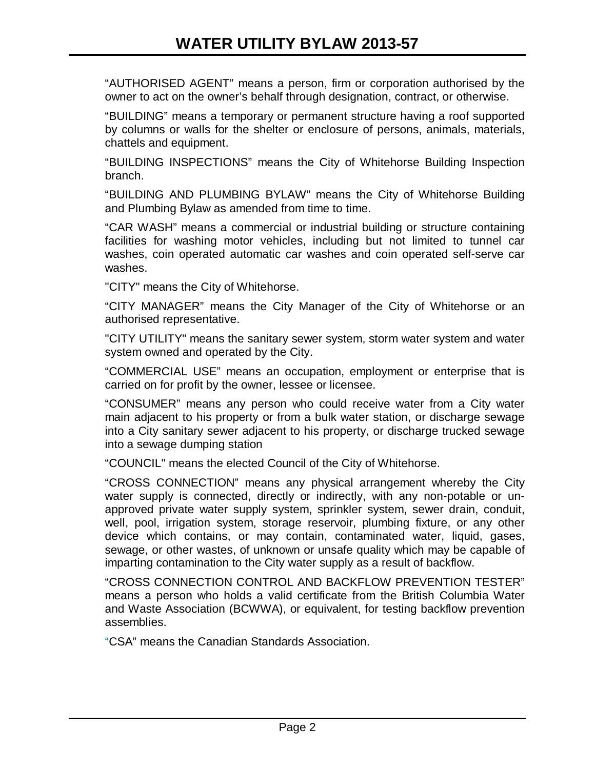"AUTHORISED AGENT" means a person, firm or corporation authorised by the owner to act on the owner's behalf through designation, contract, or otherwise.

"BUILDING" means a temporary or permanent structure having a roof supported by columns or walls for the shelter or enclosure of persons, animals, materials, chattels and equipment.

"BUILDING INSPECTIONS" means the City of Whitehorse Building Inspection branch.

"BUILDING AND PLUMBING BYLAW" means the City of Whitehorse Building and Plumbing Bylaw as amended from time to time.

"CAR WASH" means a commercial or industrial building or structure containing facilities for washing motor vehicles, including but not limited to tunnel car washes, coin operated automatic car washes and coin operated self-serve car washes.

"CITY" means the City of Whitehorse.

"CITY MANAGER" means the City Manager of the City of Whitehorse or an authorised representative.

"CITY UTILITY" means the sanitary sewer system, storm water system and water system owned and operated by the City.

"COMMERCIAL USE" means an occupation, employment or enterprise that is carried on for profit by the owner, lessee or licensee.

"CONSUMER" means any person who could receive water from a City water main adjacent to his property or from a bulk water station, or discharge sewage into a City sanitary sewer adjacent to his property, or discharge trucked sewage into a sewage dumping station

"COUNCIL" means the elected Council of the City of Whitehorse.

"CROSS CONNECTION" means any physical arrangement whereby the City water supply is connected, directly or indirectly, with any non-potable or un-approved private water supply system, sprinkler system, sewer drain, conduit, well, pool, irrigation system, storage reservoir, plumbing fixture, or any other device which contains, or may contain, contaminated water, liquid, gases, sewage, or other wastes, of unknown or unsafe quality which may be capable of imparting contamination to the City water supply as a result of backflow.

"CROSS CONNECTION CONTROL AND BACKFLOW PREVENTION TESTER" means a person who holds a valid certificate from the British Columbia Water and Waste Association (BCWWA), or equivalent, for testing backflow prevention assemblies.

"CSA" means the Canadian Standards Association.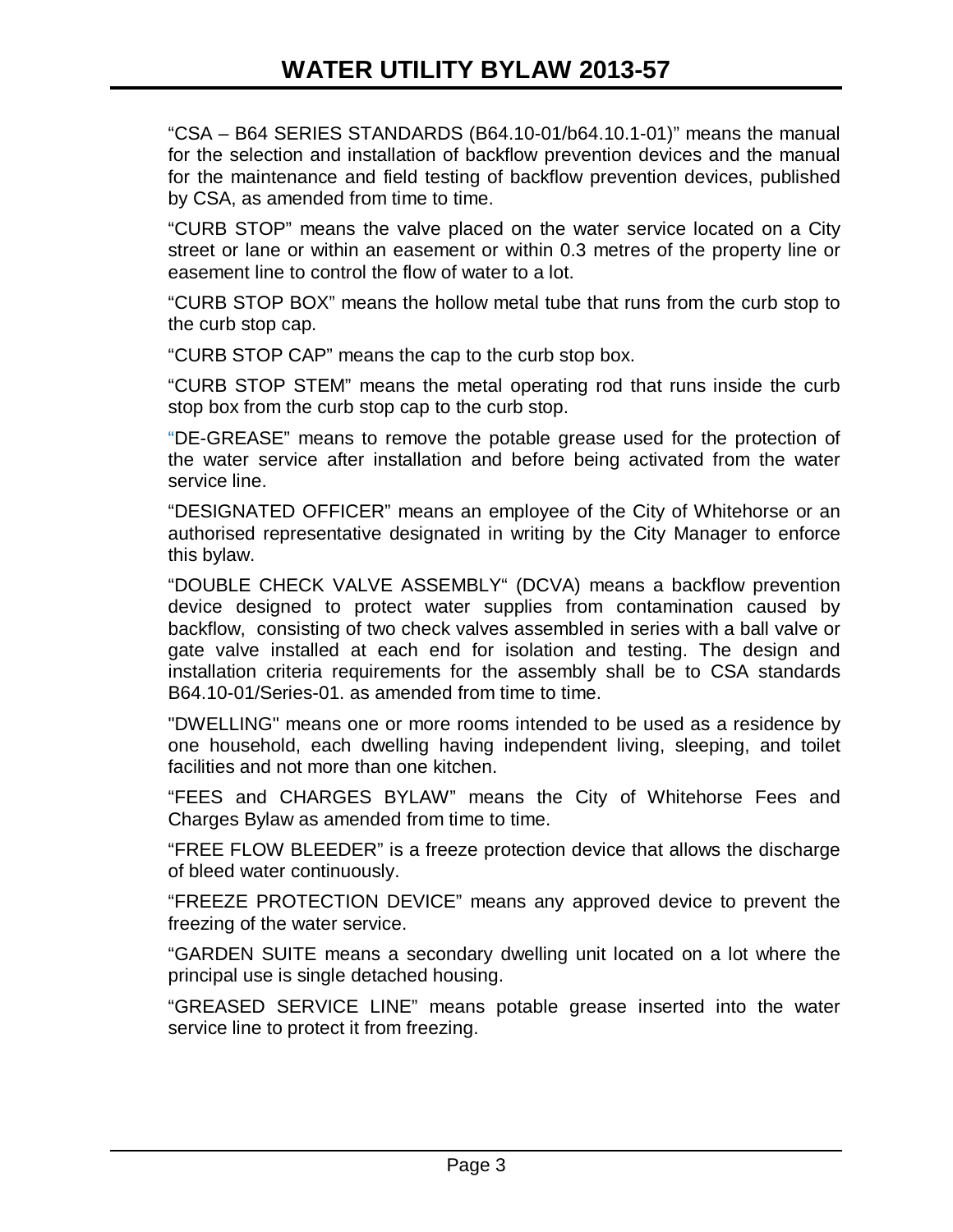“CSA – B64 SERIES STANDARDS (B64.10-01/b64.10.1-01)” means the manual for the selection and installation of backflow prevention devices and the manual for the maintenance and field testing of backflow prevention devices, published by CSA, as amended from time to time.

“CURB STOP” means the valve placed on the water service located on a City street or lane or within an easement or within 0.3 metres of the property line or easement line to control the flow of water to a lot.

“CURB STOP BOX” means the hollow metal tube that runs from the curb stop to the curb stop cap.

“CURB STOP CAP” means the cap to the curb stop box.

“CURB STOP STEM” means the metal operating rod that runs inside the curb stop box from the curb stop cap to the curb stop.

“DE-GREASE” means to remove the potable grease used for the protection of the water service after installation and before being activated from the water service line.

“DESIGNATED OFFICER” means an employee of the City of Whitehorse or an authorised representative designated in writing by the City Manager to enforce this bylaw.

“DOUBLE CHECK VALVE ASSEMBLY“ (DCVA) means a backflow prevention device designed to protect water supplies from contamination caused by backflow, consisting of two check valves assembled in series with a ball valve or gate valve installed at each end for isolation and testing. The design and installation criteria requirements for the assembly shall be to CSA standards B64.10-01/Series-01. as amended from time to time.

"DWELLING" means one or more rooms intended to be used as a residence by one household, each dwelling having independent living, sleeping, and toilet facilities and not more than one kitchen.

“FEES and CHARGES BYLAW” means the City of Whitehorse Fees and Charges Bylaw as amended from time to time.

“FREE FLOW BLEEDER” is a freeze protection device that allows the discharge of bleed water continuously.

“FREEZE PROTECTION DEVICE” means any approved device to prevent the freezing of the water service.

“GARDEN SUITE means a secondary dwelling unit located on a lot where the principal use is single detached housing.

“GREASED SERVICE LINE” means potable grease inserted into the water service line to protect it from freezing.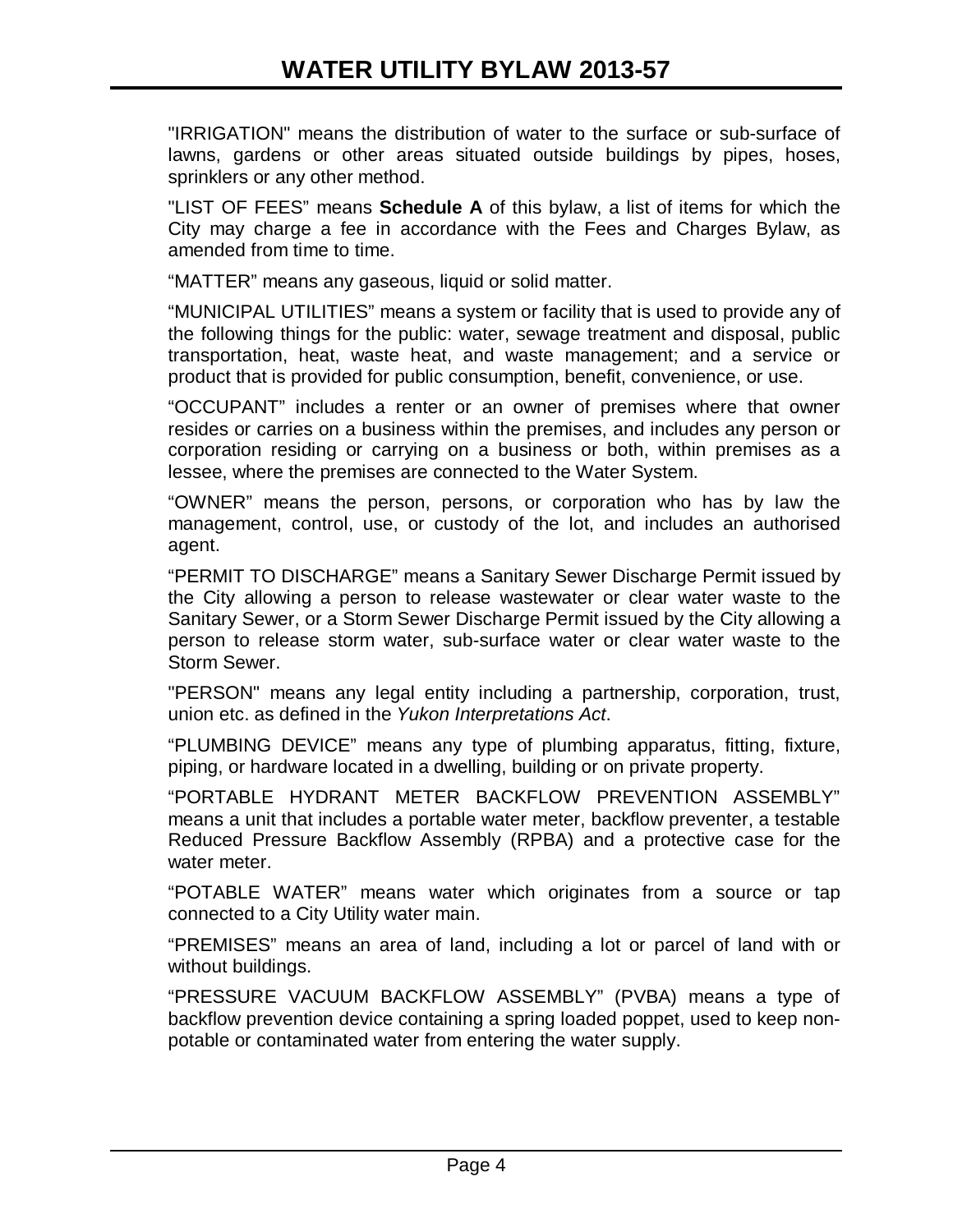"IRRIGATION" means the distribution of water to the surface or sub-surface of lawns, gardens or other areas situated outside buildings by pipes, hoses, sprinklers or any other method.

"LIST OF FEES" means **Schedule A** of this bylaw, a list of items for which the City may charge a fee in accordance with the Fees and Charges Bylaw, as amended from time to time.

"MATTER" means any gaseous, liquid or solid matter.

"MUNICIPAL UTILITIES" means a system or facility that is used to provide any of the following things for the public: water, sewage treatment and disposal, public transportation, heat, waste heat, and waste management; and a service or product that is provided for public consumption, benefit, convenience, or use.

"OCCUPANT" includes a renter or an owner of premises where that owner resides or carries on a business within the premises, and includes any person or corporation residing or carrying on a business or both, within premises as a lessee, where the premises are connected to the Water System.

"OWNER" means the person, persons, or corporation who has by law the management, control, use, or custody of the lot, and includes an authorised agent.

"PERMIT TO DISCHARGE" means a Sanitary Sewer Discharge Permit issued by the City allowing a person to release wastewater or clear water waste to the Sanitary Sewer, or a Storm Sewer Discharge Permit issued by the City allowing a person to release storm water, sub-surface water or clear water waste to the Storm Sewer.

"PERSON" means any legal entity including a partnership, corporation, trust, union etc. as defined in the *Yukon Interpretations Act*.

"PLUMBING DEVICE" means any type of plumbing apparatus, fitting, fixture, piping, or hardware located in a dwelling, building or on private property.

"PORTABLE HYDRANT METER BACKFLOW PREVENTION ASSEMBLY" means a unit that includes a portable water meter, backflow preventer, a testable Reduced Pressure Backflow Assembly (RPBA) and a protective case for the water meter.

"POTABLE WATER" means water which originates from a source or tap connected to a City Utility water main.

"PREMISES" means an area of land, including a lot or parcel of land with or without buildings.

"PRESSURE VACUUM BACKFLOW ASSEMBLY" (PVBA) means a type of backflow prevention device containing a spring loaded poppet, used to keep non-potable or contaminated water from entering the water supply.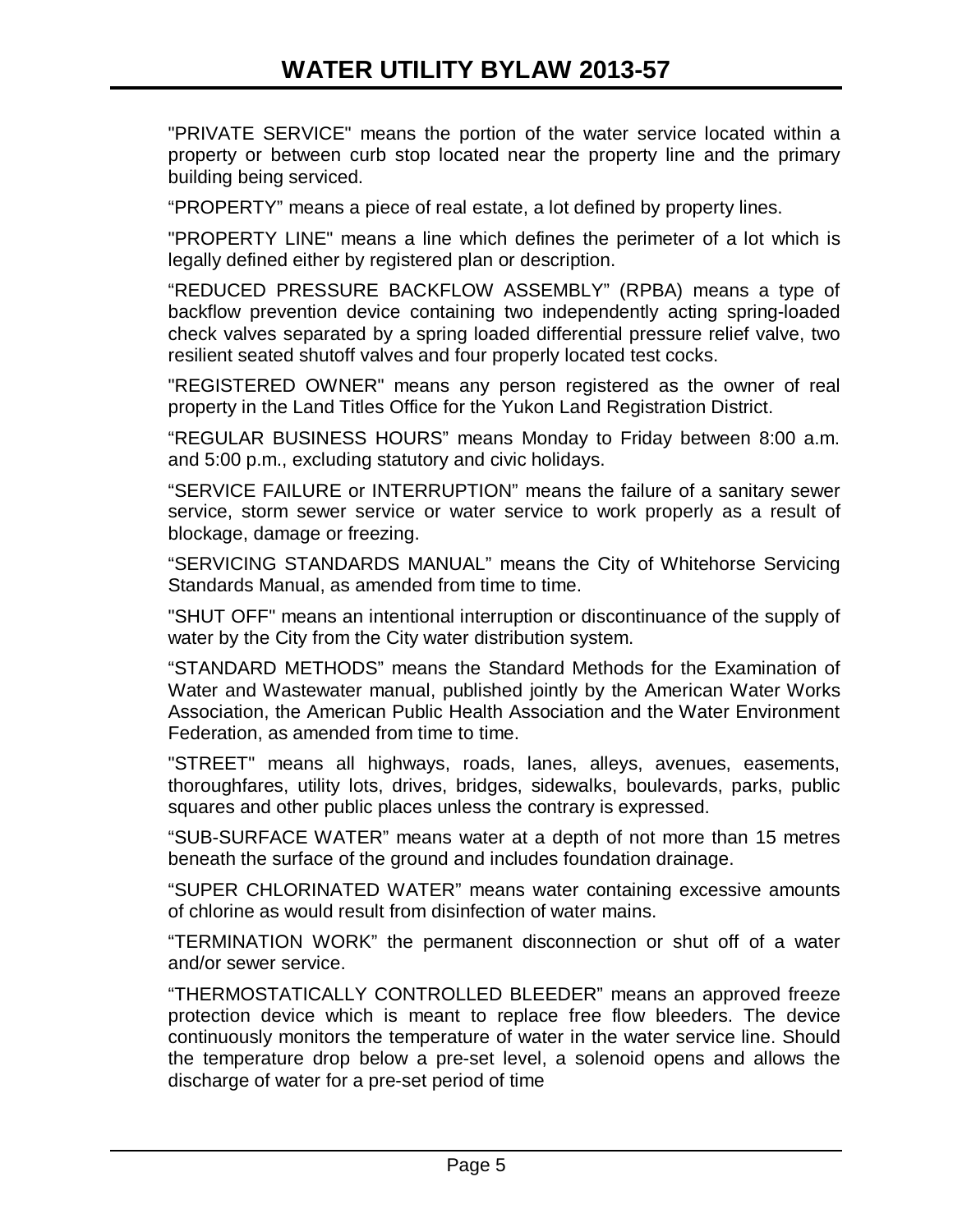"PRIVATE SERVICE" means the portion of the water service located within a property or between curb stop located near the property line and the primary building being serviced.

“PROPERTY” means a piece of real estate, a lot defined by property lines.

"PROPERTY LINE" means a line which defines the perimeter of a lot which is legally defined either by registered plan or description.

“REDUCED PRESSURE BACKFLOW ASSEMBLY” (RPBA) means a type of backflow prevention device containing two independently acting spring-loaded check valves separated by a spring loaded differential pressure relief valve, two resilient seated shutoff valves and four properly located test cocks.

"REGISTERED OWNER" means any person registered as the owner of real property in the Land Titles Office for the Yukon Land Registration District.

“REGULAR BUSINESS HOURS” means Monday to Friday between 8:00 a.m. and 5:00 p.m., excluding statutory and civic holidays.

“SERVICE FAILURE or INTERRUPTION” means the failure of a sanitary sewer service, storm sewer service or water service to work properly as a result of blockage, damage or freezing.

“SERVICING STANDARDS MANUAL” means the City of Whitehorse Servicing Standards Manual, as amended from time to time.

"SHUT OFF" means an intentional interruption or discontinuance of the supply of water by the City from the City water distribution system.

“STANDARD METHODS” means the Standard Methods for the Examination of Water and Wastewater manual, published jointly by the American Water Works Association, the American Public Health Association and the Water Environment Federation, as amended from time to time.

"STREET" means all highways, roads, lanes, alleys, avenues, easements, thoroughfares, utility lots, drives, bridges, sidewalks, boulevards, parks, public squares and other public places unless the contrary is expressed.

“SUB-SURFACE WATER” means water at a depth of not more than 15 metres beneath the surface of the ground and includes foundation drainage.

“SUPER CHLORINATED WATER” means water containing excessive amounts of chlorine as would result from disinfection of water mains.

“TERMINATION WORK” the permanent disconnection or shut off of a water and/or sewer service.

“THERMOSTATICALLY CONTROLLED BLEEDER” means an approved freeze protection device which is meant to replace free flow bleeders. The device continuously monitors the temperature of water in the water service line. Should the temperature drop below a pre-set level, a solenoid opens and allows the discharge of water for a pre-set period of time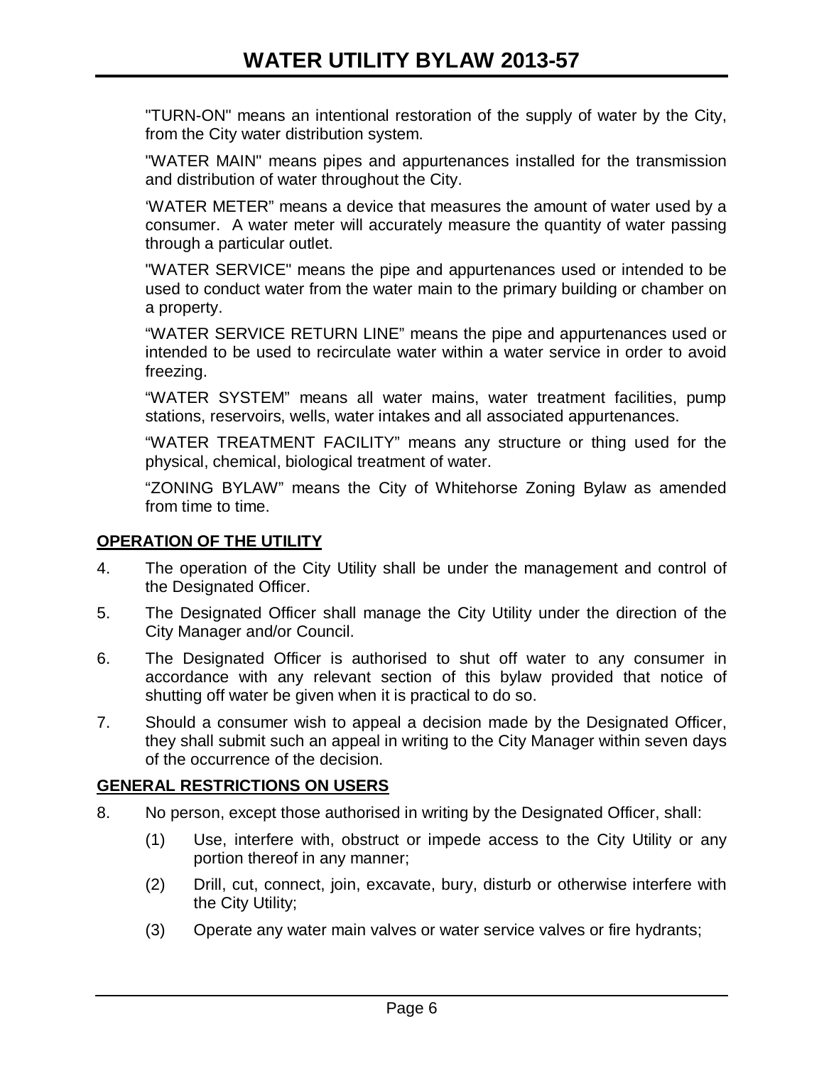"TURN-ON" means an intentional restoration of the supply of water by the City, from the City water distribution system.

"WATER MAIN" means pipes and appurtenances installed for the transmission and distribution of water throughout the City.

'WATER METER" means a device that measures the amount of water used by a consumer. A water meter will accurately measure the quantity of water passing through a particular outlet.

"WATER SERVICE" means the pipe and appurtenances used or intended to be used to conduct water from the water main to the primary building or chamber on a property.

"WATER SERVICE RETURN LINE" means the pipe and appurtenances used or intended to be used to recirculate water within a water service in order to avoid freezing.

"WATER SYSTEM" means all water mains, water treatment facilities, pump stations, reservoirs, wells, water intakes and all associated appurtenances.

"WATER TREATMENT FACILITY" means any structure or thing used for the physical, chemical, biological treatment of water.

"ZONING BYLAW" means the City of Whitehorse Zoning Bylaw as amended from time to time.

**OPERATION OF THE UTILITY**

4. The operation of the City Utility shall be under the management and control of the Designated Officer.

5. The Designated Officer shall manage the City Utility under the direction of the City Manager and/or Council.

6. The Designated Officer is authorised to shut off water to any consumer in accordance with any relevant section of this bylaw provided that notice of shutting off water be given when it is practical to do so.

7. Should a consumer wish to appeal a decision made by the Designated Officer, they shall submit such an appeal in writing to the City Manager within seven days of the occurrence of the decision.

**GENERAL RESTRICTIONS ON USERS**

8. No person, except those authorised in writing by the Designated Officer, shall:

   (1) Use, interfere with, obstruct or impede access to the City Utility or any portion thereof in any manner;

   (2) Drill, cut, connect, join, excavate, bury, disturb or otherwise interfere with the City Utility;

   (3) Operate any water main valves or water service valves or fire hydrants;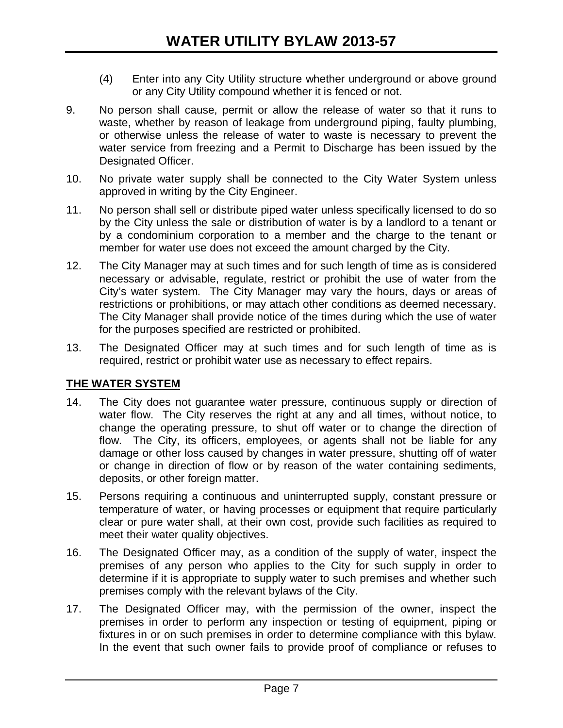(4) Enter into any City Utility structure whether underground or above ground or any City Utility compound whether it is fenced or not.

9. No person shall cause, permit or allow the release of water so that it runs to waste, whether by reason of leakage from underground piping, faulty plumbing, or otherwise unless the release of water to waste is necessary to prevent the water service from freezing and a Permit to Discharge has been issued by the Designated Officer.

10. No private water supply shall be connected to the City Water System unless approved in writing by the City Engineer.

11. No person shall sell or distribute piped water unless specifically licensed to do so by the City unless the sale or distribution of water is by a landlord to a tenant or by a condominium corporation to a member and the charge to the tenant or member for water use does not exceed the amount charged by the City.

12. The City Manager may at such times and for such length of time as is considered necessary or advisable, regulate, restrict or prohibit the use of water from the City's water system. The City Manager may vary the hours, days or areas of restrictions or prohibitions, or may attach other conditions as deemed necessary. The City Manager shall provide notice of the times during which the use of water for the purposes specified are restricted or prohibited.

13. The Designated Officer may at such times and for such length of time as is required, restrict or prohibit water use as necessary to effect repairs.

## THE WATER SYSTEM

14. The City does not guarantee water pressure, continuous supply or direction of water flow. The City reserves the right at any and all times, without notice, to change the operating pressure, to shut off water or to change the direction of flow. The City, its officers, employees, or agents shall not be liable for any damage or other loss caused by changes in water pressure, shutting off of water or change in direction of flow or by reason of the water containing sediments, deposits, or other foreign matter.

15. Persons requiring a continuous and uninterrupted supply, constant pressure or temperature of water, or having processes or equipment that require particularly clear or pure water shall, at their own cost, provide such facilities as required to meet their water quality objectives.

16. The Designated Officer may, as a condition of the supply of water, inspect the premises of any person who applies to the City for such supply in order to determine if it is appropriate to supply water to such premises and whether such premises comply with the relevant bylaws of the City.

17. The Designated Officer may, with the permission of the owner, inspect the premises in order to perform any inspection or testing of equipment, piping or fixtures in or on such premises in order to determine compliance with this bylaw. In the event that such owner fails to provide proof of compliance or refuses to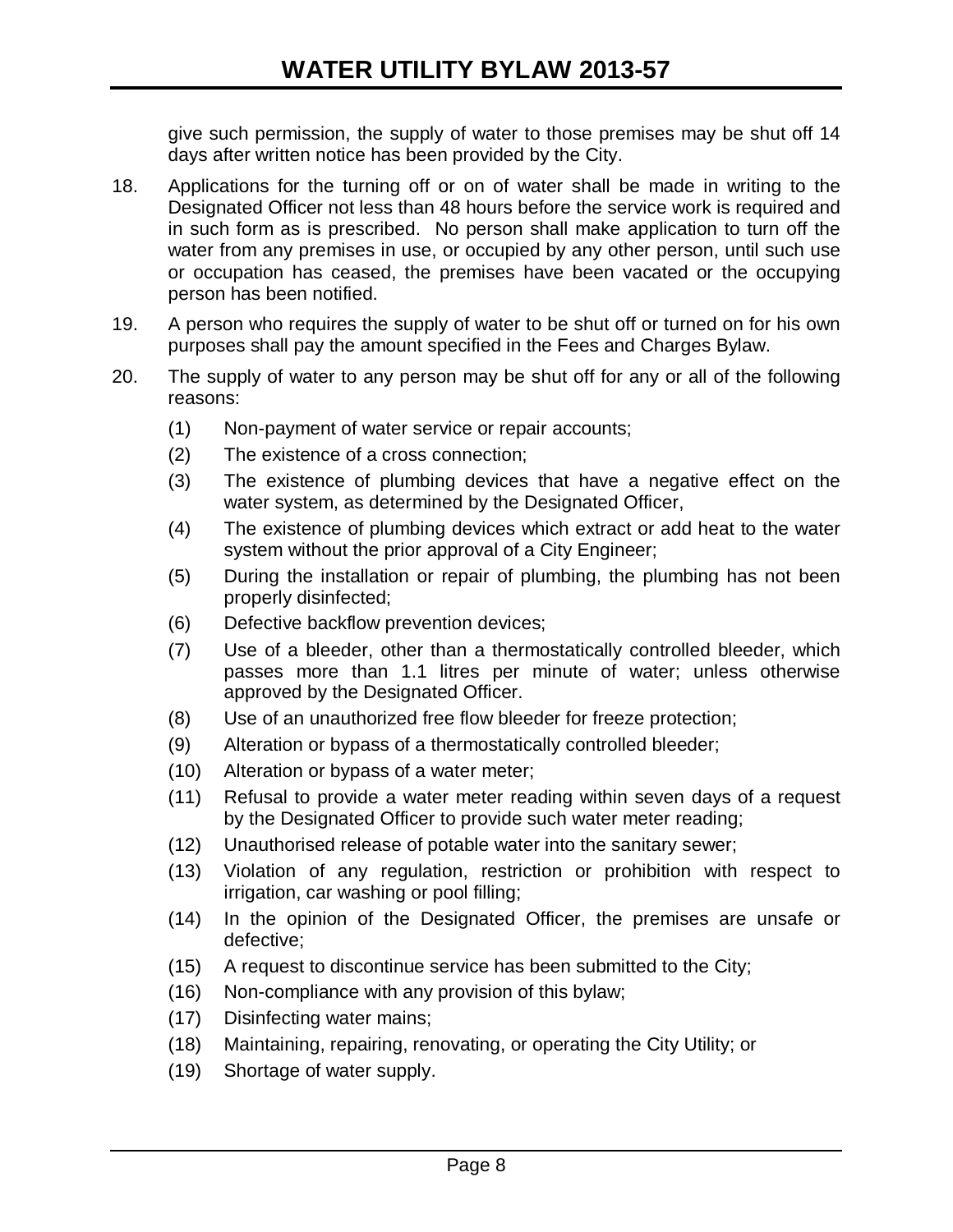give such permission, the supply of water to those premises may be shut off 14 days after written notice has been provided by the City.

18. Applications for the turning off or on of water shall be made in writing to the Designated Officer not less than 48 hours before the service work is required and in such form as is prescribed. No person shall make application to turn off the water from any premises in use, or occupied by any other person, until such use or occupation has ceased, the premises have been vacated or the occupying person has been notified.

19. A person who requires the supply of water to be shut off or turned on for his own purposes shall pay the amount specified in the Fees and Charges Bylaw.

20. The supply of water to any person may be shut off for any or all of the following reasons:

    (1) Non-payment of water service or repair accounts;

    (2) The existence of a cross connection;

    (3) The existence of plumbing devices that have a negative effect on the water system, as determined by the Designated Officer,

    (4) The existence of plumbing devices which extract or add heat to the water system without the prior approval of a City Engineer;

    (5) During the installation or repair of plumbing, the plumbing has not been properly disinfected;

    (6) Defective backflow prevention devices;

    (7) Use of a bleeder, other than a thermostatically controlled bleeder, which passes more than 1.1 litres per minute of water; unless otherwise approved by the Designated Officer.

    (8) Use of an unauthorized free flow bleeder for freeze protection;

    (9) Alteration or bypass of a thermostatically controlled bleeder;

    (10) Alteration or bypass of a water meter;

    (11) Refusal to provide a water meter reading within seven days of a request by the Designated Officer to provide such water meter reading;

    (12) Unauthorised release of potable water into the sanitary sewer;

    (13) Violation of any regulation, restriction or prohibition with respect to irrigation, car washing or pool filling;

    (14) In the opinion of the Designated Officer, the premises are unsafe or defective;

    (15) A request to discontinue service has been submitted to the City;

    (16) Non-compliance with any provision of this bylaw;

    (17) Disinfecting water mains;

    (18) Maintaining, repairing, renovating, or operating the City Utility; or

    (19) Shortage of water supply.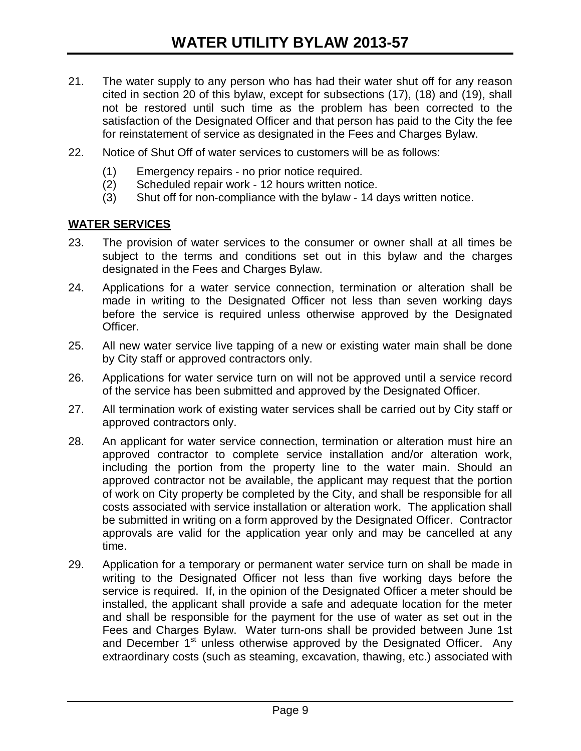21. The water supply to any person who has had their water shut off for any reason cited in section 20 of this bylaw, except for subsections (17), (18) and (19), shall not be restored until such time as the problem has been corrected to the satisfaction of the Designated Officer and that person has paid to the City the fee for reinstatement of service as designated in the Fees and Charges Bylaw.

22. Notice of Shut Off of water services to customers will be as follows:

    (1) Emergency repairs - no prior notice required.
    (2) Scheduled repair work - 12 hours written notice.
    (3) Shut off for non-compliance with the bylaw - 14 days written notice.

**WATER SERVICES**

23. The provision of water services to the consumer or owner shall at all times be subject to the terms and conditions set out in this bylaw and the charges designated in the Fees and Charges Bylaw.

24. Applications for a water service connection, termination or alteration shall be made in writing to the Designated Officer not less than seven working days before the service is required unless otherwise approved by the Designated Officer.

25. All new water service live tapping of a new or existing water main shall be done by City staff or approved contractors only.

26. Applications for water service turn on will not be approved until a service record of the service has been submitted and approved by the Designated Officer.

27. All termination work of existing water services shall be carried out by City staff or approved contractors only.

28. An applicant for water service connection, termination or alteration must hire an approved contractor to complete service installation and/or alteration work, including the portion from the property line to the water main. Should an approved contractor not be available, the applicant may request that the portion of work on City property be completed by the City, and shall be responsible for all costs associated with service installation or alteration work. The application shall be submitted in writing on a form approved by the Designated Officer. Contractor approvals are valid for the application year only and may be cancelled at any time.

29. Application for a temporary or permanent water service turn on shall be made in writing to the Designated Officer not less than five working days before the service is required. If, in the opinion of the Designated Officer a meter should be installed, the applicant shall provide a safe and adequate location for the meter and shall be responsible for the payment for the use of water as set out in the Fees and Charges Bylaw. Water turn-ons shall be provided between June 1st and December 1st unless otherwise approved by the Designated Officer. Any extraordinary costs (such as steaming, excavation, thawing, etc.) associated with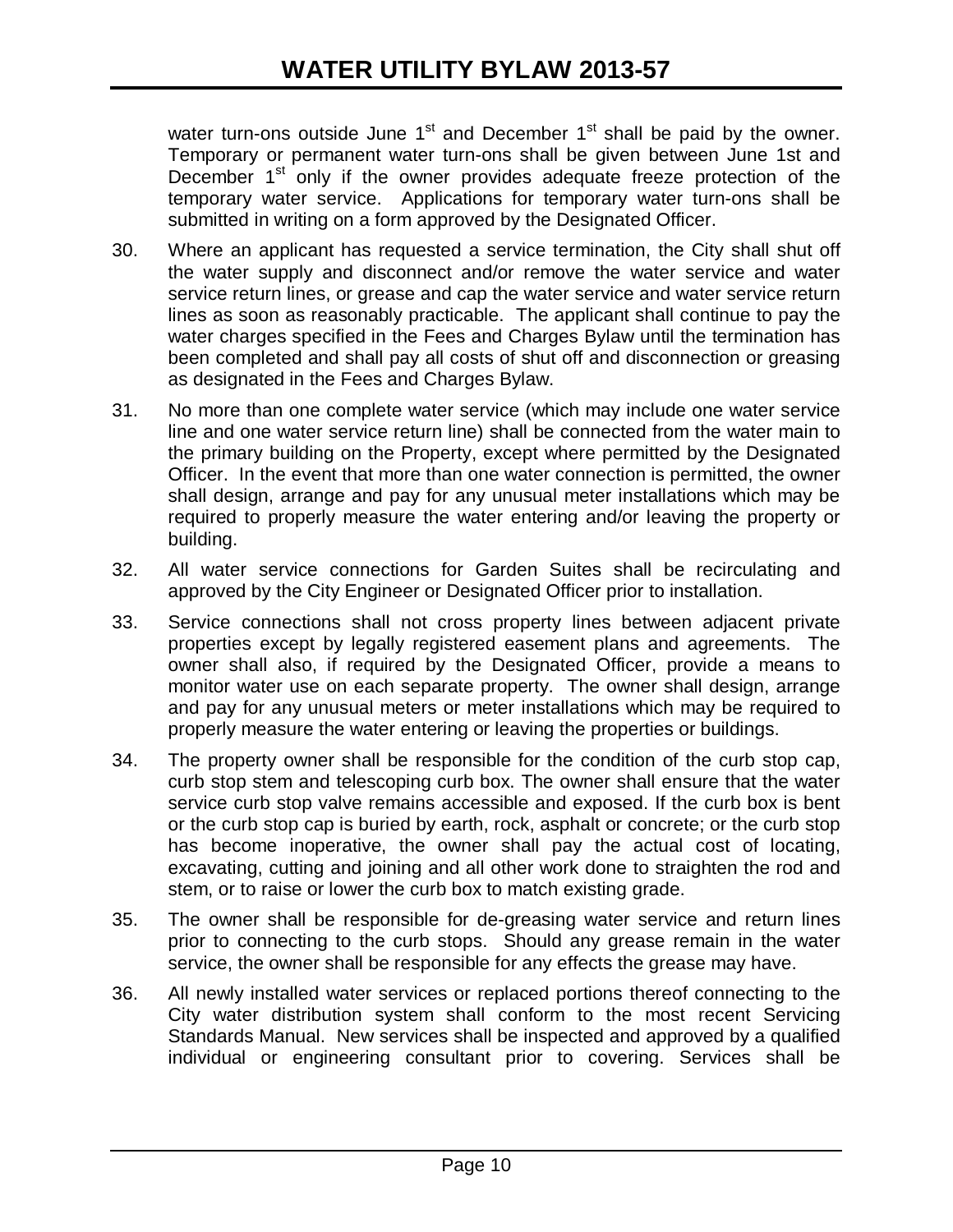water turn-ons outside June 1st and December 1st shall be paid by the owner. Temporary or permanent water turn-ons shall be given between June 1st and December 1st only if the owner provides adequate freeze protection of the temporary water service. Applications for temporary water turn-ons shall be submitted in writing on a form approved by the Designated Officer.

30. Where an applicant has requested a service termination, the City shall shut off the water supply and disconnect and/or remove the water service and water service return lines, or grease and cap the water service and water service return lines as soon as reasonably practicable. The applicant shall continue to pay the water charges specified in the Fees and Charges Bylaw until the termination has been completed and shall pay all costs of shut off and disconnection or greasing as designated in the Fees and Charges Bylaw.

31. No more than one complete water service (which may include one water service line and one water service return line) shall be connected from the water main to the primary building on the Property, except where permitted by the Designated Officer. In the event that more than one water connection is permitted, the owner shall design, arrange and pay for any unusual meter installations which may be required to properly measure the water entering and/or leaving the property or building.

32. All water service connections for Garden Suites shall be recirculating and approved by the City Engineer or Designated Officer prior to installation.

33. Service connections shall not cross property lines between adjacent private properties except by legally registered easement plans and agreements. The owner shall also, if required by the Designated Officer, provide a means to monitor water use on each separate property. The owner shall design, arrange and pay for any unusual meters or meter installations which may be required to properly measure the water entering or leaving the properties or buildings.

34. The property owner shall be responsible for the condition of the curb stop cap, curb stop stem and telescoping curb box. The owner shall ensure that the water service curb stop valve remains accessible and exposed. If the curb box is bent or the curb stop cap is buried by earth, rock, asphalt or concrete; or the curb stop has become inoperative, the owner shall pay the actual cost of locating, excavating, cutting and joining and all other work done to straighten the rod and stem, or to raise or lower the curb box to match existing grade.

35. The owner shall be responsible for de-greasing water service and return lines prior to connecting to the curb stops. Should any grease remain in the water service, the owner shall be responsible for any effects the grease may have.

36. All newly installed water services or replaced portions thereof connecting to the City water distribution system shall conform to the most recent Servicing Standards Manual. New services shall be inspected and approved by a qualified individual or engineering consultant prior to covering. Services shall be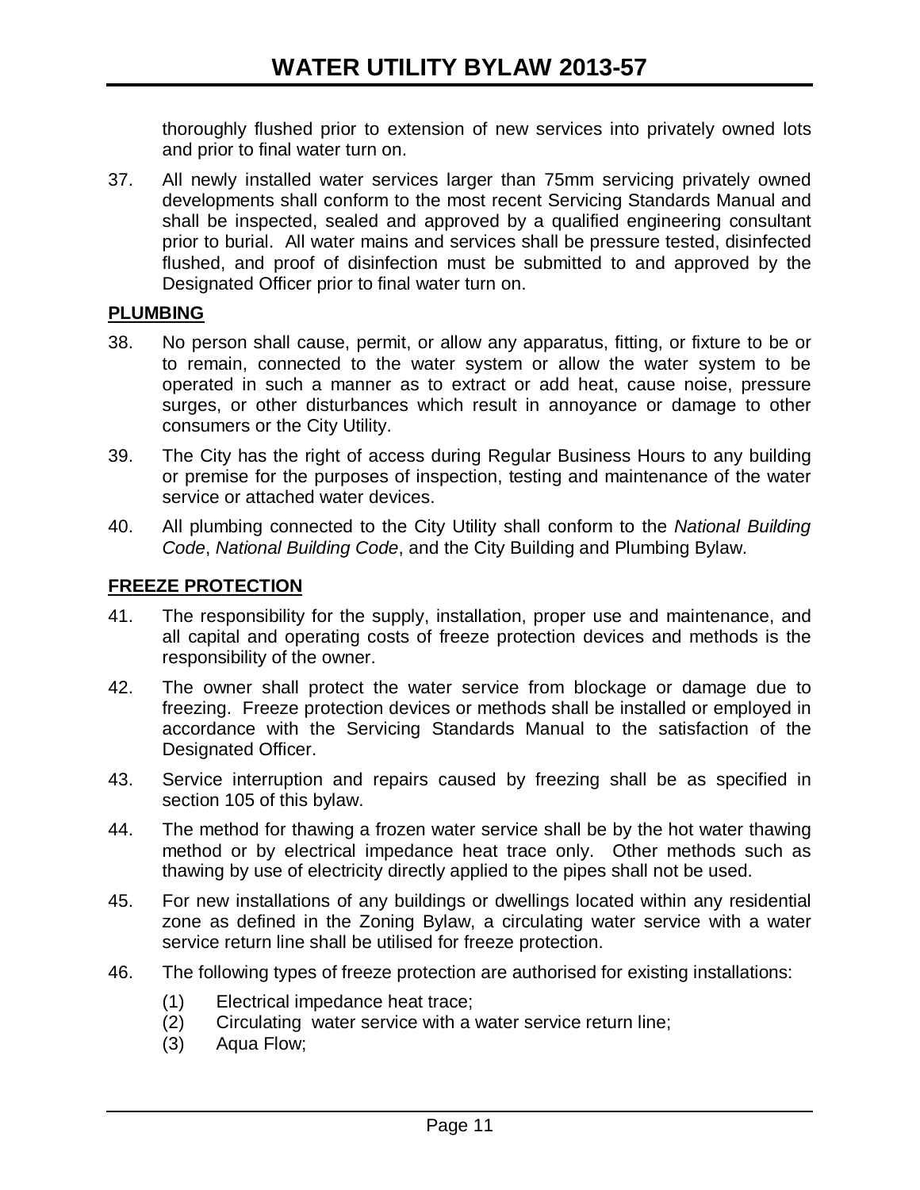thoroughly flushed prior to extension of new services into privately owned lots and prior to final water turn on.

37. All newly installed water services larger than 75mm servicing privately owned developments shall conform to the most recent Servicing Standards Manual and shall be inspected, sealed and approved by a qualified engineering consultant prior to burial. All water mains and services shall be pressure tested, disinfected flushed, and proof of disinfection must be submitted to and approved by the Designated Officer prior to final water turn on.

## PLUMBING

38. No person shall cause, permit, or allow any apparatus, fitting, or fixture to be or to remain, connected to the water system or allow the water system to be operated in such a manner as to extract or add heat, cause noise, pressure surges, or other disturbances which result in annoyance or damage to other consumers or the City Utility.

39. The City has the right of access during Regular Business Hours to any building or premise for the purposes of inspection, testing and maintenance of the water service or attached water devices.

40. All plumbing connected to the City Utility shall conform to the *National Building Code*, *National Building Code*, and the City Building and Plumbing Bylaw.

## FREEZE PROTECTION

41. The responsibility for the supply, installation, proper use and maintenance, and all capital and operating costs of freeze protection devices and methods is the responsibility of the owner.

42. The owner shall protect the water service from blockage or damage due to freezing. Freeze protection devices or methods shall be installed or employed in accordance with the Servicing Standards Manual to the satisfaction of the Designated Officer.

43. Service interruption and repairs caused by freezing shall be as specified in section 105 of this bylaw.

44. The method for thawing a frozen water service shall be by the hot water thawing method or by electrical impedance heat trace only. Other methods such as thawing by use of electricity directly applied to the pipes shall not be used.

45. For new installations of any buildings or dwellings located within any residential zone as defined in the Zoning Bylaw, a circulating water service with a water service return line shall be utilised for freeze protection.

46. The following types of freeze protection are authorised for existing installations:

    (1) Electrical impedance heat trace;
    (2) Circulating water service with a water service return line;
    (3) Aqua Flow;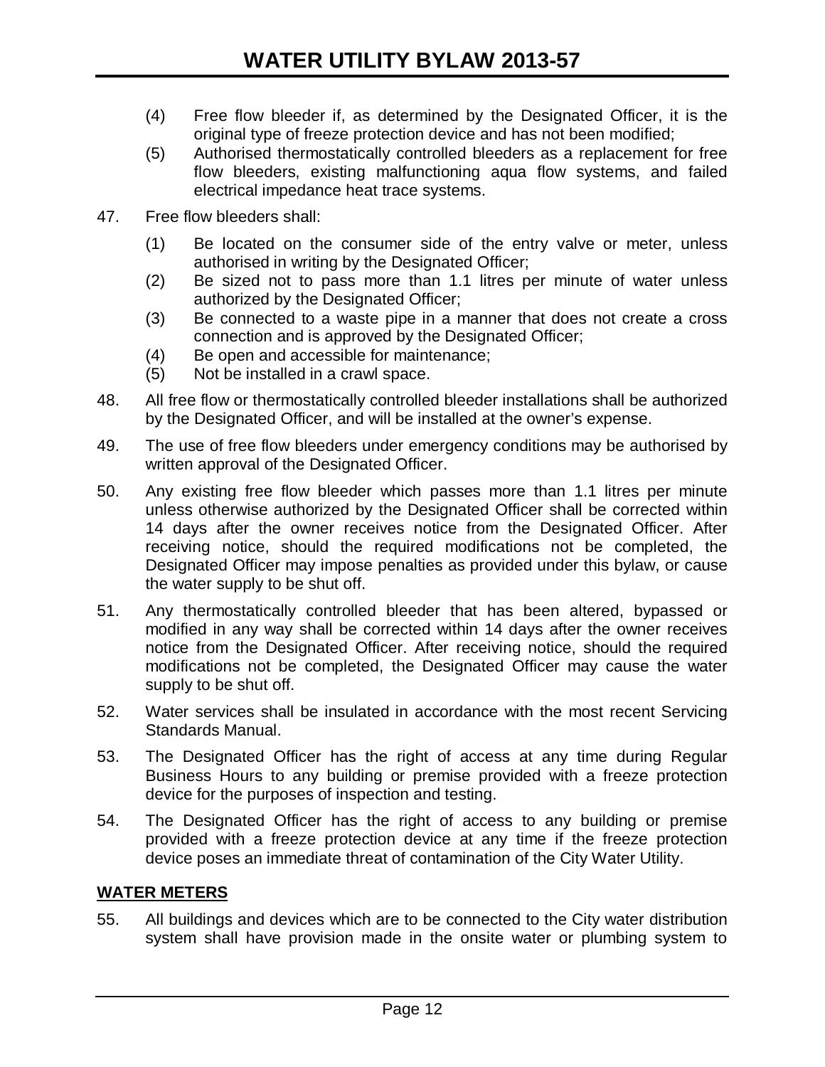(4) Free flow bleeder if, as determined by the Designated Officer, it is the original type of freeze protection device and has not been modified;

(5) Authorised thermostatically controlled bleeders as a replacement for free flow bleeders, existing malfunctioning aqua flow systems, and failed electrical impedance heat trace systems.

47. Free flow bleeders shall:

    (1) Be located on the consumer side of the entry valve or meter, unless authorised in writing by the Designated Officer;
    (2) Be sized not to pass more than 1.1 litres per minute of water unless authorized by the Designated Officer;
    (3) Be connected to a waste pipe in a manner that does not create a cross connection and is approved by the Designated Officer;
    (4) Be open and accessible for maintenance;
    (5) Not be installed in a crawl space.

48. All free flow or thermostatically controlled bleeder installations shall be authorized by the Designated Officer, and will be installed at the owner's expense.

49. The use of free flow bleeders under emergency conditions may be authorised by written approval of the Designated Officer.

50. Any existing free flow bleeder which passes more than 1.1 litres per minute unless otherwise authorized by the Designated Officer shall be corrected within 14 days after the owner receives notice from the Designated Officer. After receiving notice, should the required modifications not be completed, the Designated Officer may impose penalties as provided under this bylaw, or cause the water supply to be shut off.

51. Any thermostatically controlled bleeder that has been altered, bypassed or modified in any way shall be corrected within 14 days after the owner receives notice from the Designated Officer. After receiving notice, should the required modifications not be completed, the Designated Officer may cause the water supply to be shut off.

52. Water services shall be insulated in accordance with the most recent Servicing Standards Manual.

53. The Designated Officer has the right of access at any time during Regular Business Hours to any building or premise provided with a freeze protection device for the purposes of inspection and testing.

54. The Designated Officer has the right of access to any building or premise provided with a freeze protection device at any time if the freeze protection device poses an immediate threat of contamination of the City Water Utility.

## WATER METERS

55. All buildings and devices which are to be connected to the City water distribution system shall have provision made in the onsite water or plumbing system to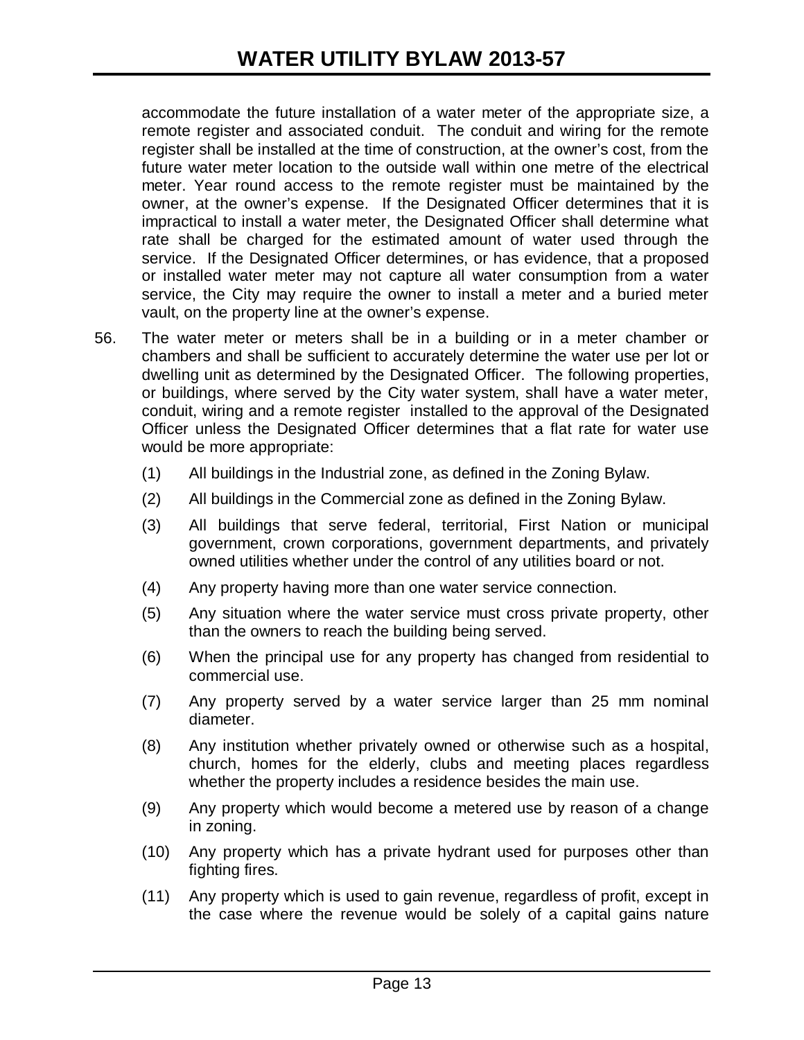accommodate the future installation of a water meter of the appropriate size, a remote register and associated conduit. The conduit and wiring for the remote register shall be installed at the time of construction, at the owner's cost, from the future water meter location to the outside wall within one metre of the electrical meter. Year round access to the remote register must be maintained by the owner, at the owner's expense. If the Designated Officer determines that it is impractical to install a water meter, the Designated Officer shall determine what rate shall be charged for the estimated amount of water used through the service. If the Designated Officer determines, or has evidence, that a proposed or installed water meter may not capture all water consumption from a water service, the City may require the owner to install a meter and a buried meter vault, on the property line at the owner's expense.

56. The water meter or meters shall be in a building or in a meter chamber or chambers and shall be sufficient to accurately determine the water use per lot or dwelling unit as determined by the Designated Officer. The following properties, or buildings, where served by the City water system, shall have a water meter, conduit, wiring and a remote register installed to the approval of the Designated Officer unless the Designated Officer determines that a flat rate for water use would be more appropriate:

    (1) All buildings in the Industrial zone, as defined in the Zoning Bylaw.

    (2) All buildings in the Commercial zone as defined in the Zoning Bylaw.

    (3) All buildings that serve federal, territorial, First Nation or municipal government, crown corporations, government departments, and privately owned utilities whether under the control of any utilities board or not.

    (4) Any property having more than one water service connection.

    (5) Any situation where the water service must cross private property, other than the owners to reach the building being served.

    (6) When the principal use for any property has changed from residential to commercial use.

    (7) Any property served by a water service larger than 25 mm nominal diameter.

    (8) Any institution whether privately owned or otherwise such as a hospital, church, homes for the elderly, clubs and meeting places regardless whether the property includes a residence besides the main use.

    (9) Any property which would become a metered use by reason of a change in zoning.

    (10) Any property which has a private hydrant used for purposes other than fighting fires.

    (11) Any property which is used to gain revenue, regardless of profit, except in the case where the revenue would be solely of a capital gains nature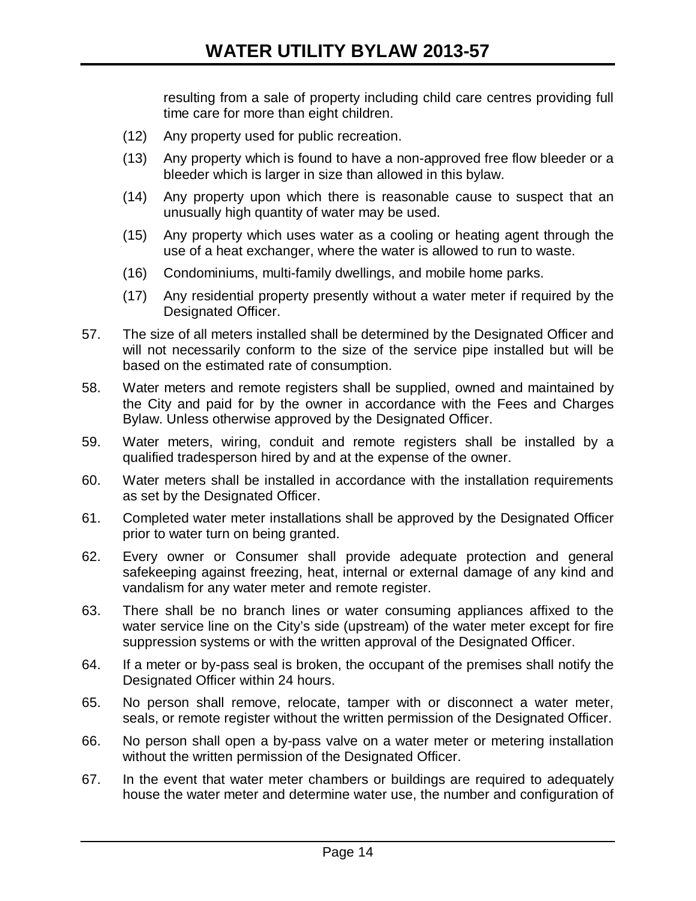resulting from a sale of property including child care centres providing full time care for more than eight children.

(12) Any property used for public recreation.

(13) Any property which is found to have a non-approved free flow bleeder or a bleeder which is larger in size than allowed in this bylaw.

(14) Any property upon which there is reasonable cause to suspect that an unusually high quantity of water may be used.

(15) Any property which uses water as a cooling or heating agent through the use of a heat exchanger, where the water is allowed to run to waste.

(16) Condominiums, multi-family dwellings, and mobile home parks.

(17) Any residential property presently without a water meter if required by the Designated Officer.

57. The size of all meters installed shall be determined by the Designated Officer and will not necessarily conform to the size of the service pipe installed but will be based on the estimated rate of consumption.

58. Water meters and remote registers shall be supplied, owned and maintained by the City and paid for by the owner in accordance with the Fees and Charges Bylaw. Unless otherwise approved by the Designated Officer.

59. Water meters, wiring, conduit and remote registers shall be installed by a qualified tradesperson hired by and at the expense of the owner.

60. Water meters shall be installed in accordance with the installation requirements as set by the Designated Officer.

61. Completed water meter installations shall be approved by the Designated Officer prior to water turn on being granted.

62. Every owner or Consumer shall provide adequate protection and general safekeeping against freezing, heat, internal or external damage of any kind and vandalism for any water meter and remote register.

63. There shall be no branch lines or water consuming appliances affixed to the water service line on the City's side (upstream) of the water meter except for fire suppression systems or with the written approval of the Designated Officer.

64. If a meter or by-pass seal is broken, the occupant of the premises shall notify the Designated Officer within 24 hours.

65. No person shall remove, relocate, tamper with or disconnect a water meter, seals, or remote register without the written permission of the Designated Officer.

66. No person shall open a by-pass valve on a water meter or metering installation without the written permission of the Designated Officer.

67. In the event that water meter chambers or buildings are required to adequately house the water meter and determine water use, the number and configuration of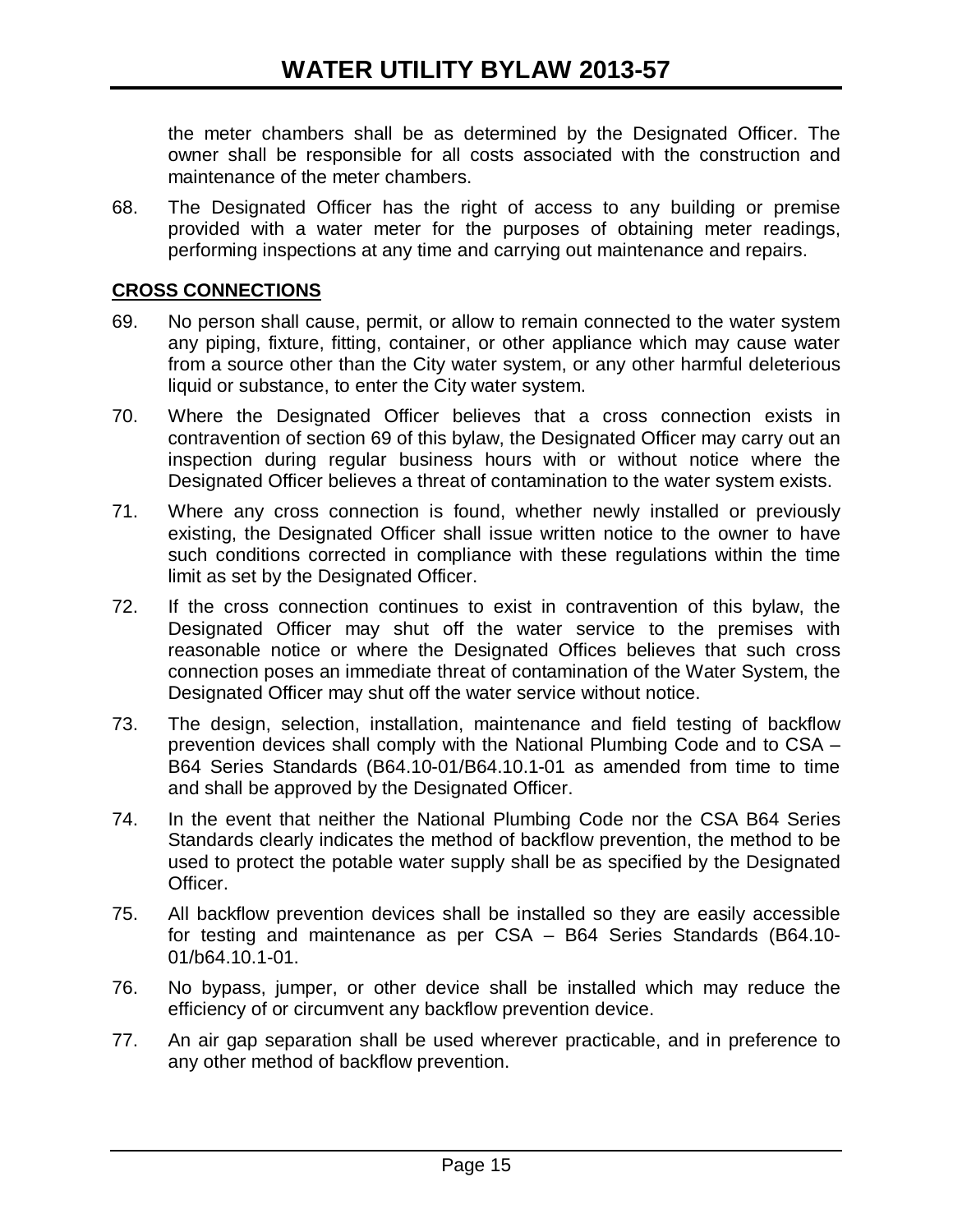the meter chambers shall be as determined by the Designated Officer. The owner shall be responsible for all costs associated with the construction and maintenance of the meter chambers.

68. The Designated Officer has the right of access to any building or premise provided with a water meter for the purposes of obtaining meter readings, performing inspections at any time and carrying out maintenance and repairs.

**CROSS CONNECTIONS**

69. No person shall cause, permit, or allow to remain connected to the water system any piping, fixture, fitting, container, or other appliance which may cause water from a source other than the City water system, or any other harmful deleterious liquid or substance, to enter the City water system.

70. Where the Designated Officer believes that a cross connection exists in contravention of section 69 of this bylaw, the Designated Officer may carry out an inspection during regular business hours with or without notice where the Designated Officer believes a threat of contamination to the water system exists.

71. Where any cross connection is found, whether newly installed or previously existing, the Designated Officer shall issue written notice to the owner to have such conditions corrected in compliance with these regulations within the time limit as set by the Designated Officer.

72. If the cross connection continues to exist in contravention of this bylaw, the Designated Officer may shut off the water service to the premises with reasonable notice or where the Designated Offices believes that such cross connection poses an immediate threat of contamination of the Water System, the Designated Officer may shut off the water service without notice.

73. The design, selection, installation, maintenance and field testing of backflow prevention devices shall comply with the National Plumbing Code and to CSA – B64 Series Standards (B64.10-01/B64.10.1-01 as amended from time to time and shall be approved by the Designated Officer.

74. In the event that neither the National Plumbing Code nor the CSA B64 Series Standards clearly indicates the method of backflow prevention, the method to be used to protect the potable water supply shall be as specified by the Designated Officer.

75. All backflow prevention devices shall be installed so they are easily accessible for testing and maintenance as per CSA – B64 Series Standards (B64.10-01/b64.10.1-01.

76. No bypass, jumper, or other device shall be installed which may reduce the efficiency of or circumvent any backflow prevention device.

77. An air gap separation shall be used wherever practicable, and in preference to any other method of backflow prevention.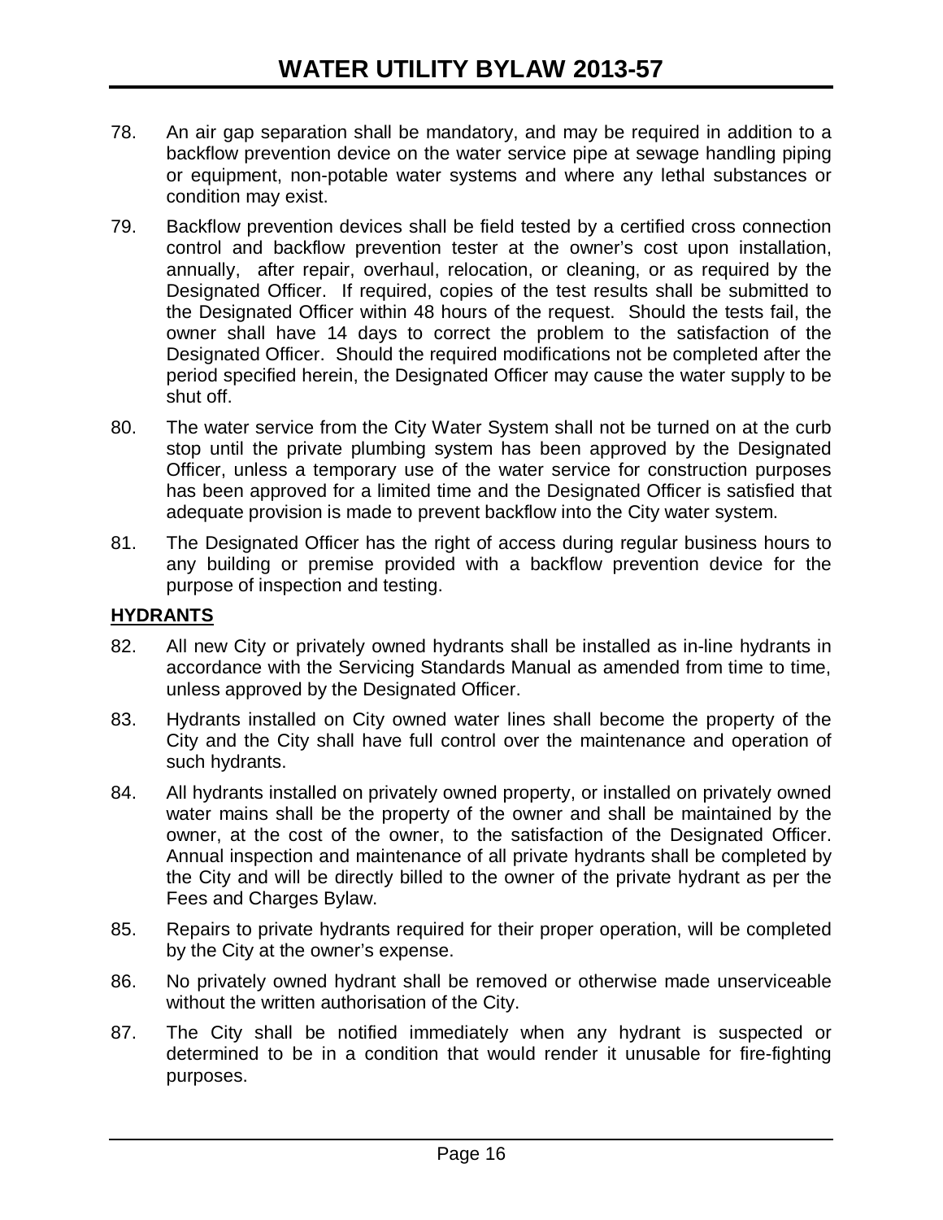78. An air gap separation shall be mandatory, and may be required in addition to a backflow prevention device on the water service pipe at sewage handling piping or equipment, non-potable water systems and where any lethal substances or condition may exist.

79. Backflow prevention devices shall be field tested by a certified cross connection control and backflow prevention tester at the owner's cost upon installation, annually, after repair, overhaul, relocation, or cleaning, or as required by the Designated Officer. If required, copies of the test results shall be submitted to the Designated Officer within 48 hours of the request. Should the tests fail, the owner shall have 14 days to correct the problem to the satisfaction of the Designated Officer. Should the required modifications not be completed after the period specified herein, the Designated Officer may cause the water supply to be shut off.

80. The water service from the City Water System shall not be turned on at the curb stop until the private plumbing system has been approved by the Designated Officer, unless a temporary use of the water service for construction purposes has been approved for a limited time and the Designated Officer is satisfied that adequate provision is made to prevent backflow into the City water system.

81. The Designated Officer has the right of access during regular business hours to any building or premise provided with a backflow prevention device for the purpose of inspection and testing.

## HYDRANTS

82. All new City or privately owned hydrants shall be installed as in-line hydrants in accordance with the Servicing Standards Manual as amended from time to time, unless approved by the Designated Officer.

83. Hydrants installed on City owned water lines shall become the property of the City and the City shall have full control over the maintenance and operation of such hydrants.

84. All hydrants installed on privately owned property, or installed on privately owned water mains shall be the property of the owner and shall be maintained by the owner, at the cost of the owner, to the satisfaction of the Designated Officer. Annual inspection and maintenance of all private hydrants shall be completed by the City and will be directly billed to the owner of the private hydrant as per the Fees and Charges Bylaw.

85. Repairs to private hydrants required for their proper operation, will be completed by the City at the owner's expense.

86. No privately owned hydrant shall be removed or otherwise made unserviceable without the written authorisation of the City.

87. The City shall be notified immediately when any hydrant is suspected or determined to be in a condition that would render it unusable for fire-fighting purposes.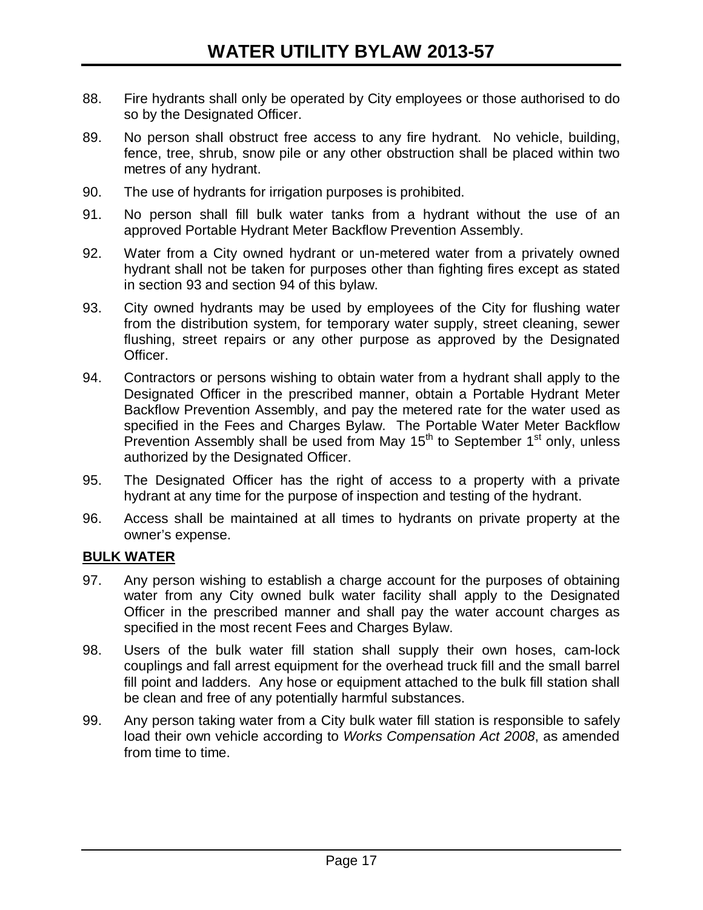88. Fire hydrants shall only be operated by City employees or those authorised to do so by the Designated Officer.

89. No person shall obstruct free access to any fire hydrant. No vehicle, building, fence, tree, shrub, snow pile or any other obstruction shall be placed within two metres of any hydrant.

90. The use of hydrants for irrigation purposes is prohibited.

91. No person shall fill bulk water tanks from a hydrant without the use of an approved Portable Hydrant Meter Backflow Prevention Assembly.

92. Water from a City owned hydrant or un-metered water from a privately owned hydrant shall not be taken for purposes other than fighting fires except as stated in section 93 and section 94 of this bylaw.

93. City owned hydrants may be used by employees of the City for flushing water from the distribution system, for temporary water supply, street cleaning, sewer flushing, street repairs or any other purpose as approved by the Designated Officer.

94. Contractors or persons wishing to obtain water from a hydrant shall apply to the Designated Officer in the prescribed manner, obtain a Portable Hydrant Meter Backflow Prevention Assembly, and pay the metered rate for the water used as specified in the Fees and Charges Bylaw. The Portable Water Meter Backflow Prevention Assembly shall be used from May 15th to September 1st only, unless authorized by the Designated Officer.

95. The Designated Officer has the right of access to a property with a private hydrant at any time for the purpose of inspection and testing of the hydrant.

96. Access shall be maintained at all times to hydrants on private property at the owner's expense.

**BULK WATER**

97. Any person wishing to establish a charge account for the purposes of obtaining water from any City owned bulk water facility shall apply to the Designated Officer in the prescribed manner and shall pay the water account charges as specified in the most recent Fees and Charges Bylaw.

98. Users of the bulk water fill station shall supply their own hoses, cam-lock couplings and fall arrest equipment for the overhead truck fill and the small barrel fill point and ladders. Any hose or equipment attached to the bulk fill station shall be clean and free of any potentially harmful substances.

99. Any person taking water from a City bulk water fill station is responsible to safely load their own vehicle according to *Works Compensation Act 2008*, as amended from time to time.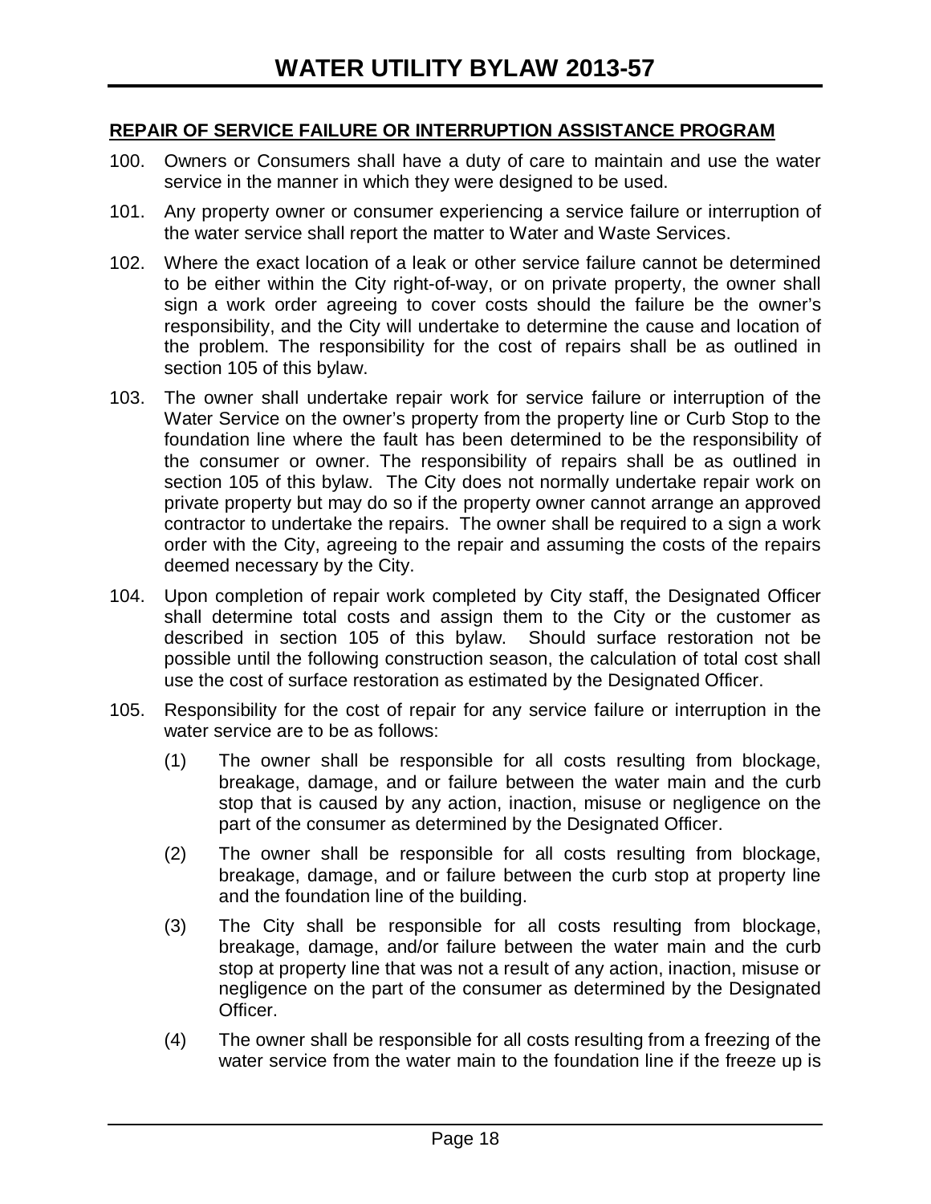## REPAIR OF SERVICE FAILURE OR INTERRUPTION ASSISTANCE PROGRAM

100. Owners or Consumers shall have a duty of care to maintain and use the water service in the manner in which they were designed to be used.

101. Any property owner or consumer experiencing a service failure or interruption of the water service shall report the matter to Water and Waste Services.

102. Where the exact location of a leak or other service failure cannot be determined to be either within the City right-of-way, or on private property, the owner shall sign a work order agreeing to cover costs should the failure be the owner's responsibility, and the City will undertake to determine the cause and location of the problem. The responsibility for the cost of repairs shall be as outlined in section 105 of this bylaw.

103. The owner shall undertake repair work for service failure or interruption of the Water Service on the owner's property from the property line or Curb Stop to the foundation line where the fault has been determined to be the responsibility of the consumer or owner. The responsibility of repairs shall be as outlined in section 105 of this bylaw. The City does not normally undertake repair work on private property but may do so if the property owner cannot arrange an approved contractor to undertake the repairs. The owner shall be required to a sign a work order with the City, agreeing to the repair and assuming the costs of the repairs deemed necessary by the City.

104. Upon completion of repair work completed by City staff, the Designated Officer shall determine total costs and assign them to the City or the customer as described in section 105 of this bylaw. Should surface restoration not be possible until the following construction season, the calculation of total cost shall use the cost of surface restoration as estimated by the Designated Officer.

105. Responsibility for the cost of repair for any service failure or interruption in the water service are to be as follows:

    (1) The owner shall be responsible for all costs resulting from blockage, breakage, damage, and or failure between the water main and the curb stop that is caused by any action, inaction, misuse or negligence on the part of the consumer as determined by the Designated Officer.

    (2) The owner shall be responsible for all costs resulting from blockage, breakage, damage, and or failure between the curb stop at property line and the foundation line of the building.

    (3) The City shall be responsible for all costs resulting from blockage, breakage, damage, and/or failure between the water main and the curb stop at property line that was not a result of any action, inaction, misuse or negligence on the part of the consumer as determined by the Designated Officer.

    (4) The owner shall be responsible for all costs resulting from a freezing of the water service from the water main to the foundation line if the freeze up is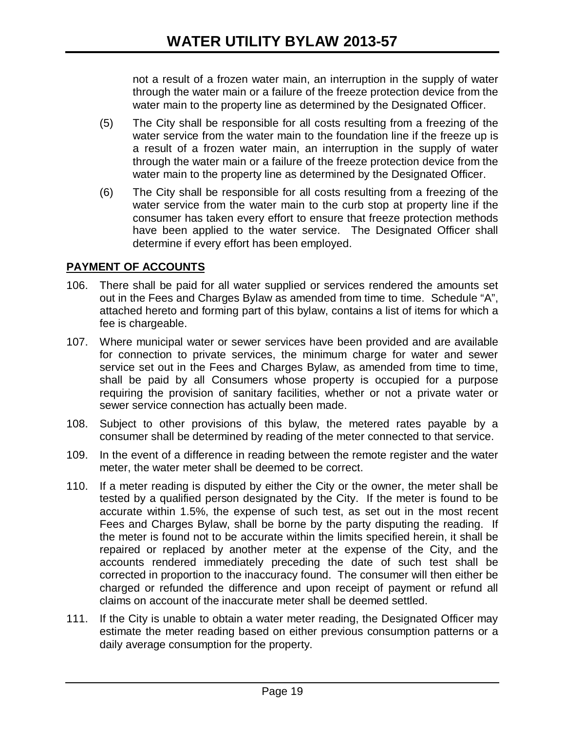not a result of a frozen water main, an interruption in the supply of water through the water main or a failure of the freeze protection device from the water main to the property line as determined by the Designated Officer.

(5) The City shall be responsible for all costs resulting from a freezing of the water service from the water main to the foundation line if the freeze up is a result of a frozen water main, an interruption in the supply of water through the water main or a failure of the freeze protection device from the water main to the property line as determined by the Designated Officer.

(6) The City shall be responsible for all costs resulting from a freezing of the water service from the water main to the curb stop at property line if the consumer has taken every effort to ensure that freeze protection methods have been applied to the water service. The Designated Officer shall determine if every effort has been employed.

## PAYMENT OF ACCOUNTS

106. There shall be paid for all water supplied or services rendered the amounts set out in the Fees and Charges Bylaw as amended from time to time. Schedule "A", attached hereto and forming part of this bylaw, contains a list of items for which a fee is chargeable.

107. Where municipal water or sewer services have been provided and are available for connection to private services, the minimum charge for water and sewer service set out in the Fees and Charges Bylaw, as amended from time to time, shall be paid by all Consumers whose property is occupied for a purpose requiring the provision of sanitary facilities, whether or not a private water or sewer service connection has actually been made.

108. Subject to other provisions of this bylaw, the metered rates payable by a consumer shall be determined by reading of the meter connected to that service.

109. In the event of a difference in reading between the remote register and the water meter, the water meter shall be deemed to be correct.

110. If a meter reading is disputed by either the City or the owner, the meter shall be tested by a qualified person designated by the City. If the meter is found to be accurate within 1.5%, the expense of such test, as set out in the most recent Fees and Charges Bylaw, shall be borne by the party disputing the reading. If the meter is found not to be accurate within the limits specified herein, it shall be repaired or replaced by another meter at the expense of the City, and the accounts rendered immediately preceding the date of such test shall be corrected in proportion to the inaccuracy found. The consumer will then either be charged or refunded the difference and upon receipt of payment or refund all claims on account of the inaccurate meter shall be deemed settled.

111. If the City is unable to obtain a water meter reading, the Designated Officer may estimate the meter reading based on either previous consumption patterns or a daily average consumption for the property.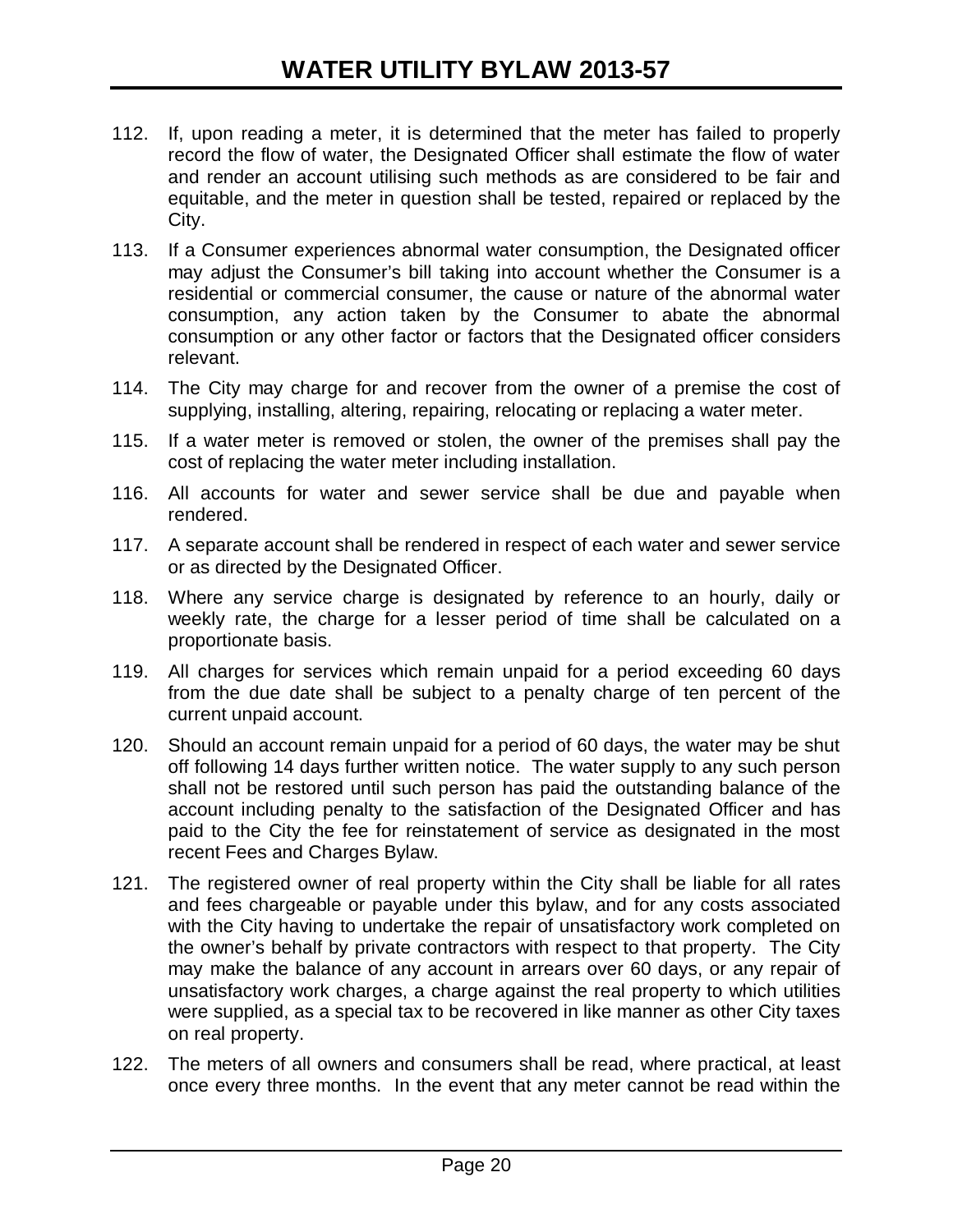112. If, upon reading a meter, it is determined that the meter has failed to properly record the flow of water, the Designated Officer shall estimate the flow of water and render an account utilising such methods as are considered to be fair and equitable, and the meter in question shall be tested, repaired or replaced by the City.

113. If a Consumer experiences abnormal water consumption, the Designated officer may adjust the Consumer's bill taking into account whether the Consumer is a residential or commercial consumer, the cause or nature of the abnormal water consumption, any action taken by the Consumer to abate the abnormal consumption or any other factor or factors that the Designated officer considers relevant.

114. The City may charge for and recover from the owner of a premise the cost of supplying, installing, altering, repairing, relocating or replacing a water meter.

115. If a water meter is removed or stolen, the owner of the premises shall pay the cost of replacing the water meter including installation.

116. All accounts for water and sewer service shall be due and payable when rendered.

117. A separate account shall be rendered in respect of each water and sewer service or as directed by the Designated Officer.

118. Where any service charge is designated by reference to an hourly, daily or weekly rate, the charge for a lesser period of time shall be calculated on a proportionate basis.

119. All charges for services which remain unpaid for a period exceeding 60 days from the due date shall be subject to a penalty charge of ten percent of the current unpaid account.

120. Should an account remain unpaid for a period of 60 days, the water may be shut off following 14 days further written notice. The water supply to any such person shall not be restored until such person has paid the outstanding balance of the account including penalty to the satisfaction of the Designated Officer and has paid to the City the fee for reinstatement of service as designated in the most recent Fees and Charges Bylaw.

121. The registered owner of real property within the City shall be liable for all rates and fees chargeable or payable under this bylaw, and for any costs associated with the City having to undertake the repair of unsatisfactory work completed on the owner's behalf by private contractors with respect to that property. The City may make the balance of any account in arrears over 60 days, or any repair of unsatisfactory work charges, a charge against the real property to which utilities were supplied, as a special tax to be recovered in like manner as other City taxes on real property.

122. The meters of all owners and consumers shall be read, where practical, at least once every three months. In the event that any meter cannot be read within the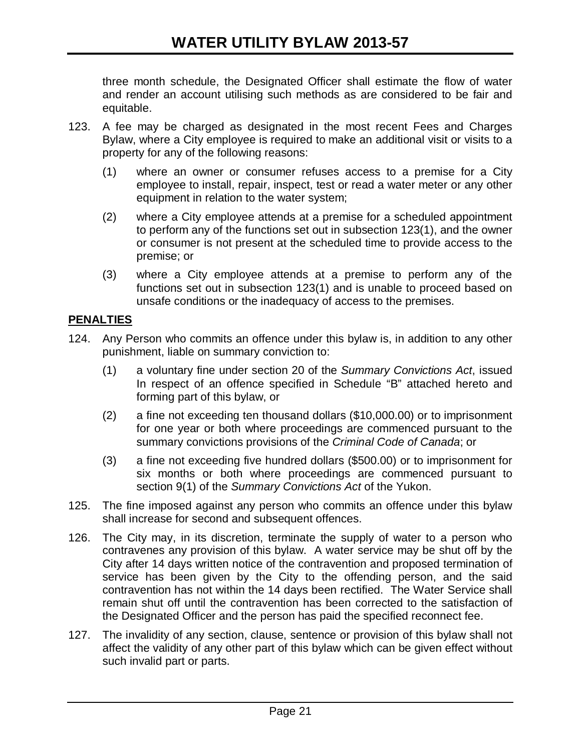three month schedule, the Designated Officer shall estimate the flow of water and render an account utilising such methods as are considered to be fair and equitable.

123. A fee may be charged as designated in the most recent Fees and Charges Bylaw, where a City employee is required to make an additional visit or visits to a property for any of the following reasons:

    (1) where an owner or consumer refuses access to a premise for a City employee to install, repair, inspect, test or read a water meter or any other equipment in relation to the water system;

    (2) where a City employee attends at a premise for a scheduled appointment to perform any of the functions set out in subsection 123(1), and the owner or consumer is not present at the scheduled time to provide access to the premise; or

    (3) where a City employee attends at a premise to perform any of the functions set out in subsection 123(1) and is unable to proceed based on unsafe conditions or the inadequacy of access to the premises.

## PENALTIES

124. Any Person who commits an offence under this bylaw is, in addition to any other punishment, liable on summary conviction to:

    (1) a voluntary fine under section 20 of the *Summary Convictions Act*, issued In respect of an offence specified in Schedule "B" attached hereto and forming part of this bylaw, or

    (2) a fine not exceeding ten thousand dollars ($10,000.00) or to imprisonment for one year or both where proceedings are commenced pursuant to the summary convictions provisions of the *Criminal Code of Canada*; or

    (3) a fine not exceeding five hundred dollars ($500.00) or to imprisonment for six months or both where proceedings are commenced pursuant to section 9(1) of the *Summary Convictions Act* of the Yukon.

125. The fine imposed against any person who commits an offence under this bylaw shall increase for second and subsequent offences.

126. The City may, in its discretion, terminate the supply of water to a person who contravenes any provision of this bylaw. A water service may be shut off by the City after 14 days written notice of the contravention and proposed termination of service has been given by the City to the offending person, and the said contravention has not within the 14 days been rectified. The Water Service shall remain shut off until the contravention has been corrected to the satisfaction of the Designated Officer and the person has paid the specified reconnect fee.

127. The invalidity of any section, clause, sentence or provision of this bylaw shall not affect the validity of any other part of this bylaw which can be given effect without such invalid part or parts.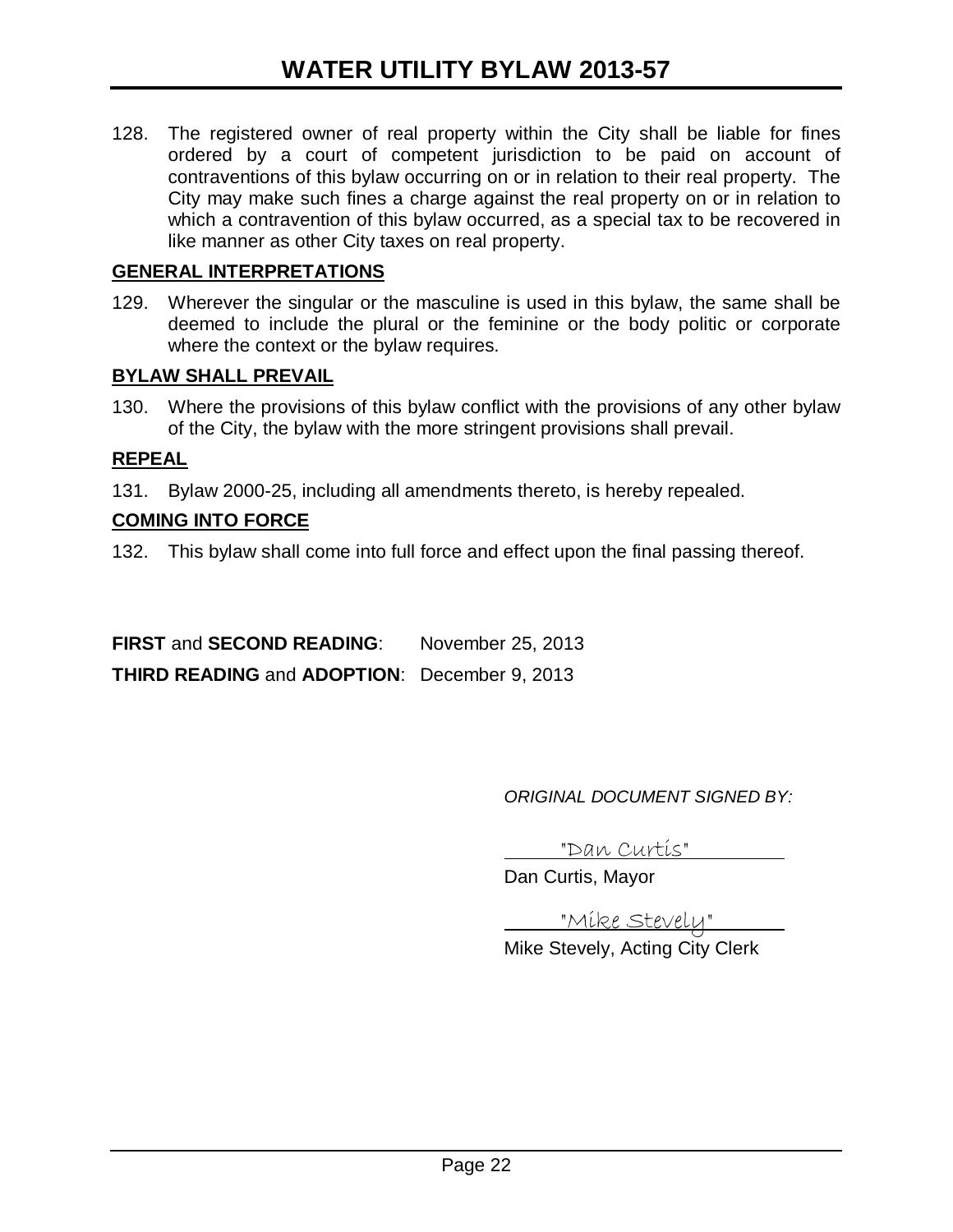128. The registered owner of real property within the City shall be liable for fines ordered by a court of competent jurisdiction to be paid on account of contraventions of this bylaw occurring on or in relation to their real property. The City may make such fines a charge against the real property on or in relation to which a contravention of this bylaw occurred, as a special tax to be recovered in like manner as other City taxes on real property.

## GENERAL INTERPRETATIONS

129. Wherever the singular or the masculine is used in this bylaw, the same shall be deemed to include the plural or the feminine or the body politic or corporate where the context or the bylaw requires.

## BYLAW SHALL PREVAIL

130. Where the provisions of this bylaw conflict with the provisions of any other bylaw of the City, the bylaw with the more stringent provisions shall prevail.

## REPEAL

131. Bylaw 2000-25, including all amendments thereto, is hereby repealed.

## COMING INTO FORCE

132. This bylaw shall come into full force and effect upon the final passing thereof.

**FIRST** and **SECOND READING**: November 25, 2013

**THIRD READING** and **ADOPTION**: December 9, 2013

*ORIGINAL DOCUMENT SIGNED BY:*

"Dan Curtis"

Dan Curtis, Mayor

"Mike Stevely"

Mike Stevely, Acting City Clerk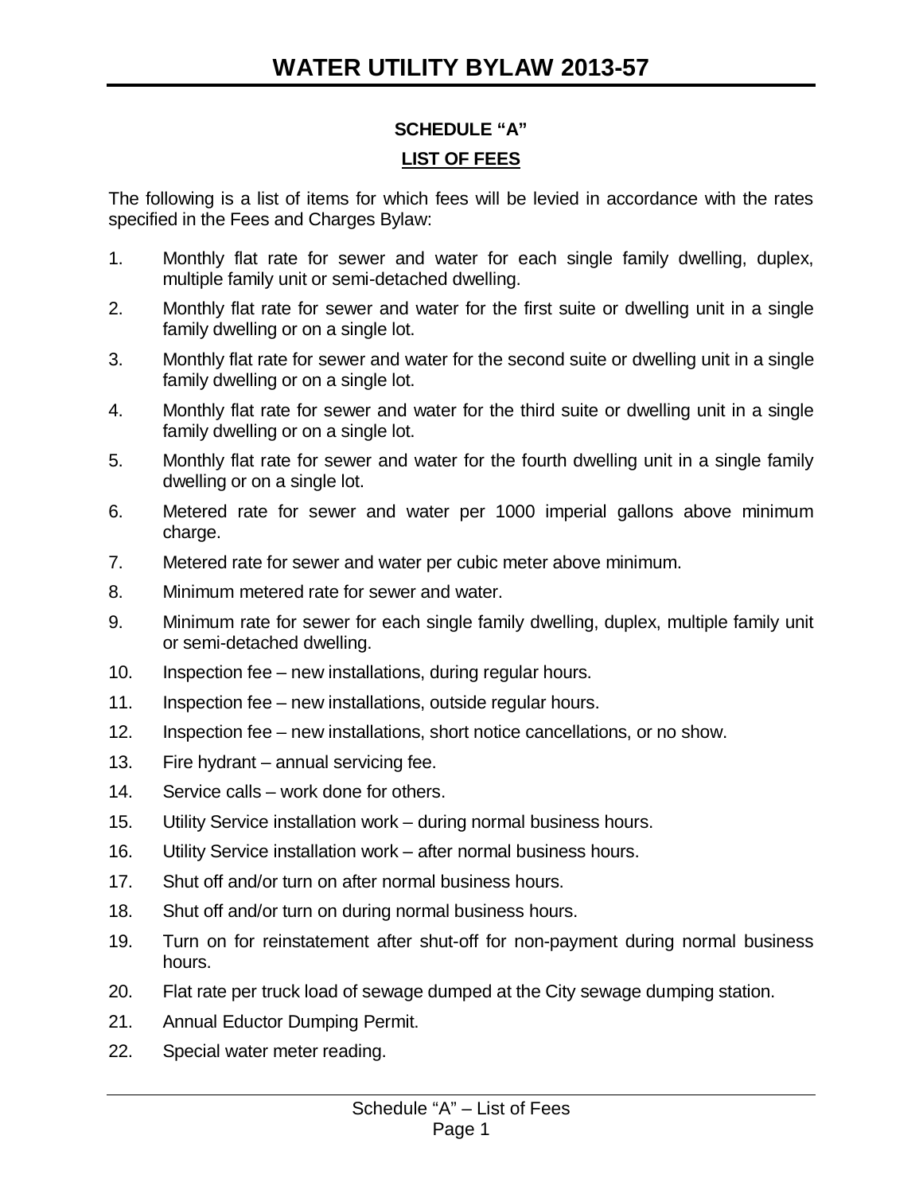## SCHEDULE "A"

### LIST OF FEES

The following is a list of items for which fees will be levied in accordance with the rates specified in the Fees and Charges Bylaw:

1. Monthly flat rate for sewer and water for each single family dwelling, duplex, multiple family unit or semi-detached dwelling.
2. Monthly flat rate for sewer and water for the first suite or dwelling unit in a single family dwelling or on a single lot.
3. Monthly flat rate for sewer and water for the second suite or dwelling unit in a single family dwelling or on a single lot.
4. Monthly flat rate for sewer and water for the third suite or dwelling unit in a single family dwelling or on a single lot.
5. Monthly flat rate for sewer and water for the fourth dwelling unit in a single family dwelling or on a single lot.
6. Metered rate for sewer and water per 1000 imperial gallons above minimum charge.
7. Metered rate for sewer and water per cubic meter above minimum.
8. Minimum metered rate for sewer and water.
9. Minimum rate for sewer for each single family dwelling, duplex, multiple family unit or semi-detached dwelling.
10. Inspection fee – new installations, during regular hours.
11. Inspection fee – new installations, outside regular hours.
12. Inspection fee – new installations, short notice cancellations, or no show.
13. Fire hydrant – annual servicing fee.
14. Service calls – work done for others.
15. Utility Service installation work – during normal business hours.
16. Utility Service installation work – after normal business hours.
17. Shut off and/or turn on after normal business hours.
18. Shut off and/or turn on during normal business hours.
19. Turn on for reinstatement after shut-off for non-payment during normal business hours.
20. Flat rate per truck load of sewage dumped at the City sewage dumping station.
21. Annual Eductor Dumping Permit.
22. Special water meter reading.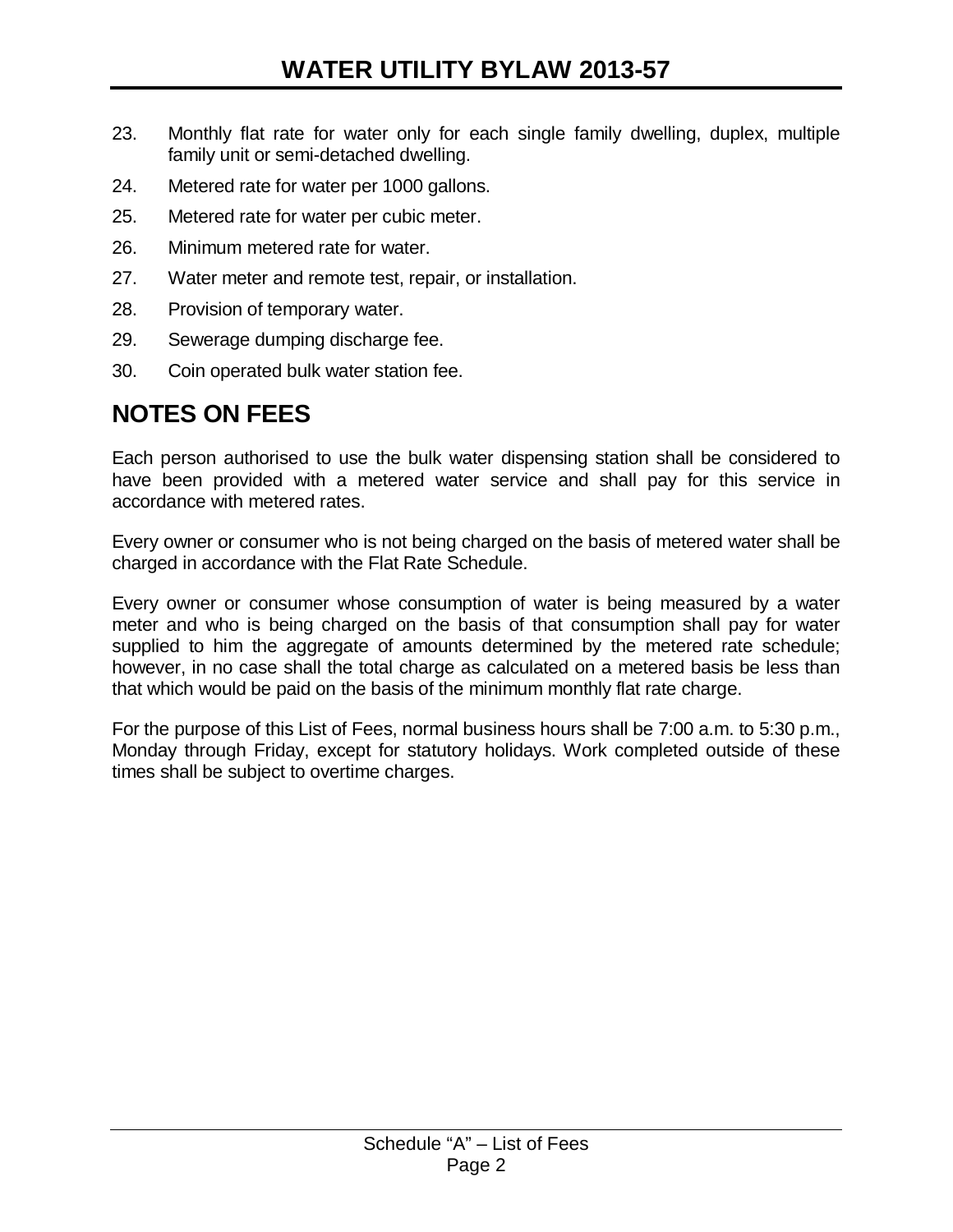23. Monthly flat rate for water only for each single family dwelling, duplex, multiple family unit or semi-detached dwelling.
24. Metered rate for water per 1000 gallons.
25. Metered rate for water per cubic meter.
26. Minimum metered rate for water.
27. Water meter and remote test, repair, or installation.
28. Provision of temporary water.
29. Sewerage dumping discharge fee.
30. Coin operated bulk water station fee.

## NOTES ON FEES

Each person authorised to use the bulk water dispensing station shall be considered to have been provided with a metered water service and shall pay for this service in accordance with metered rates.

Every owner or consumer who is not being charged on the basis of metered water shall be charged in accordance with the Flat Rate Schedule.

Every owner or consumer whose consumption of water is being measured by a water meter and who is being charged on the basis of that consumption shall pay for water supplied to him the aggregate of amounts determined by the metered rate schedule; however, in no case shall the total charge as calculated on a metered basis be less than that which would be paid on the basis of the minimum monthly flat rate charge.

For the purpose of this List of Fees, normal business hours shall be 7:00 a.m. to 5:30 p.m., Monday through Friday, except for statutory holidays. Work completed outside of these times shall be subject to overtime charges.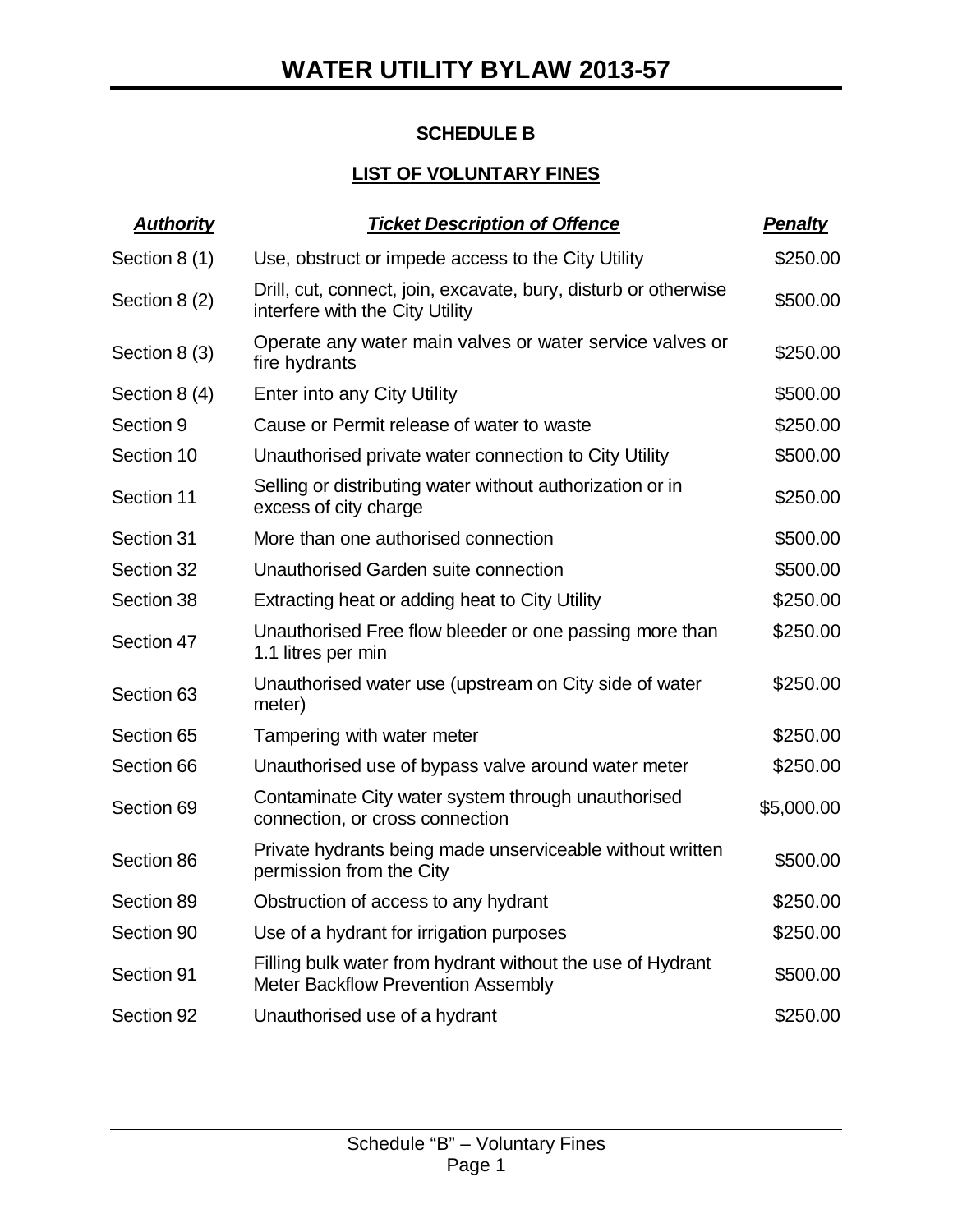## SCHEDULE B

## LIST OF VOLUNTARY FINES

| ***Authority*** | ***Ticket Description of Offence*** | ***Penalty*** |
|---|---|---|
| Section 8 (1) | Use, obstruct or impede access to the City Utility | $250.00 |
| Section 8 (2) | Drill, cut, connect, join, excavate, bury, disturb or otherwise interfere with the City Utility | $500.00 |
| Section 8 (3) | Operate any water main valves or water service valves or fire hydrants | $250.00 |
| Section 8 (4) | Enter into any City Utility | $500.00 |
| Section 9 | Cause or Permit release of water to waste | $250.00 |
| Section 10 | Unauthorised private water connection to City Utility | $500.00 |
| Section 11 | Selling or distributing water without authorization or in excess of city charge | $250.00 |
| Section 31 | More than one authorised connection | $500.00 |
| Section 32 | Unauthorised Garden suite connection | $500.00 |
| Section 38 | Extracting heat or adding heat to City Utility | $250.00 |
| Section 47 | Unauthorised Free flow bleeder or one passing more than 1.1 litres per min | $250.00 |
| Section 63 | Unauthorised water use (upstream on City side of water meter) | $250.00 |
| Section 65 | Tampering with water meter | $250.00 |
| Section 66 | Unauthorised use of bypass valve around water meter | $250.00 |
| Section 69 | Contaminate City water system through unauthorised connection, or cross connection | $5,000.00 |
| Section 86 | Private hydrants being made unserviceable without written permission from the City | $500.00 |
| Section 89 | Obstruction of access to any hydrant | $250.00 |
| Section 90 | Use of a hydrant for irrigation purposes | $250.00 |
| Section 91 | Filling bulk water from hydrant without the use of Hydrant Meter Backflow Prevention Assembly | $500.00 |
| Section 92 | Unauthorised use of a hydrant | $250.00 |